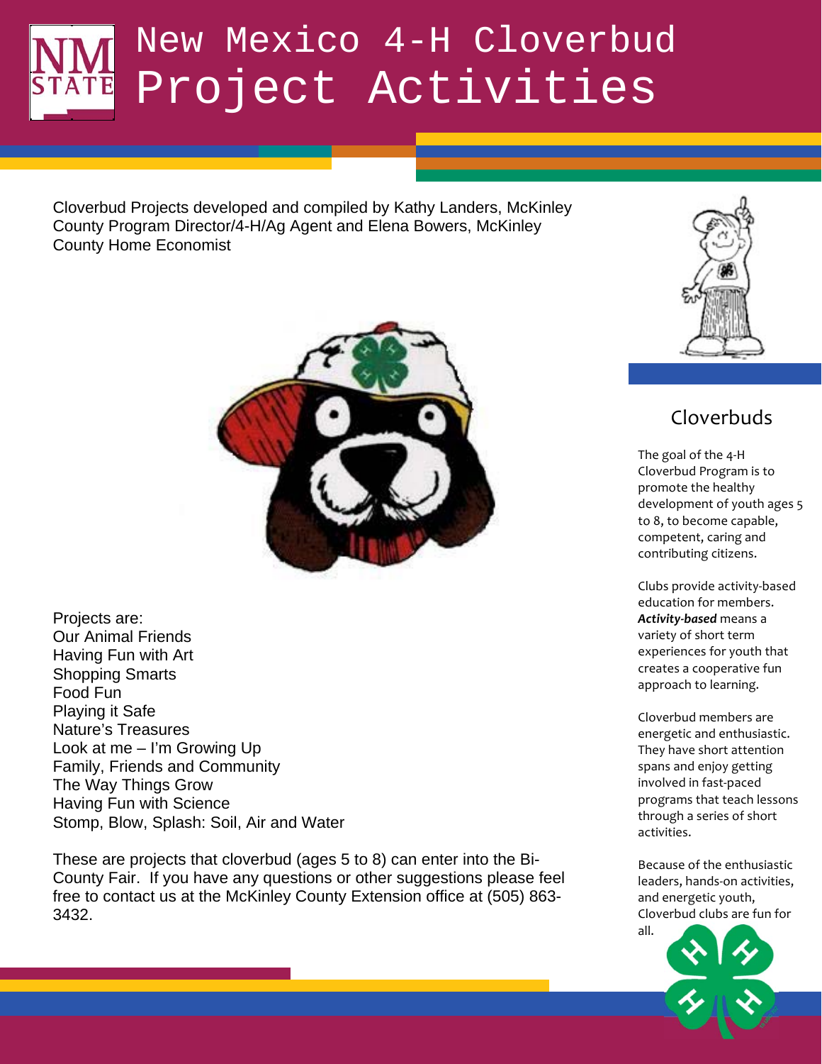# New Mexico 4-H Cloverbud Project Activities

Cloverbud Projects developed and compiled by Kathy Landers, McKinley County Program Director/4-H/Ag Agent and Elena Bowers, McKinley County Home Economist

Projects are:
Our Animal Friends
Having Fun with Art
Shopping Smarts
Food Fun
Playing it Safe
Nature's Treasures
Look at me – I'm Growing Up
Family, Friends and Community
The Way Things Grow
Having Fun with Science
Stomp, Blow, Splash: Soil, Air and Water

These are projects that cloverbud (ages 5 to 8) can enter into the Bi-County Fair. If you have any questions or other suggestions please feel free to contact us at the McKinley County Extension office at (505) 863-3432.

## Cloverbuds

The goal of the 4-H Cloverbud Program is to promote the healthy development of youth ages 5 to 8, to become capable, competent, caring and contributing citizens.

Clubs provide activity-based education for members. ***Activity-based*** means a variety of short term experiences for youth that creates a cooperative fun approach to learning.

Cloverbud members are energetic and enthusiastic. They have short attention spans and enjoy getting involved in fast-paced programs that teach lessons through a series of short activities.

Because of the enthusiastic leaders, hands-on activities, and energetic youth, Cloverbud clubs are fun for all.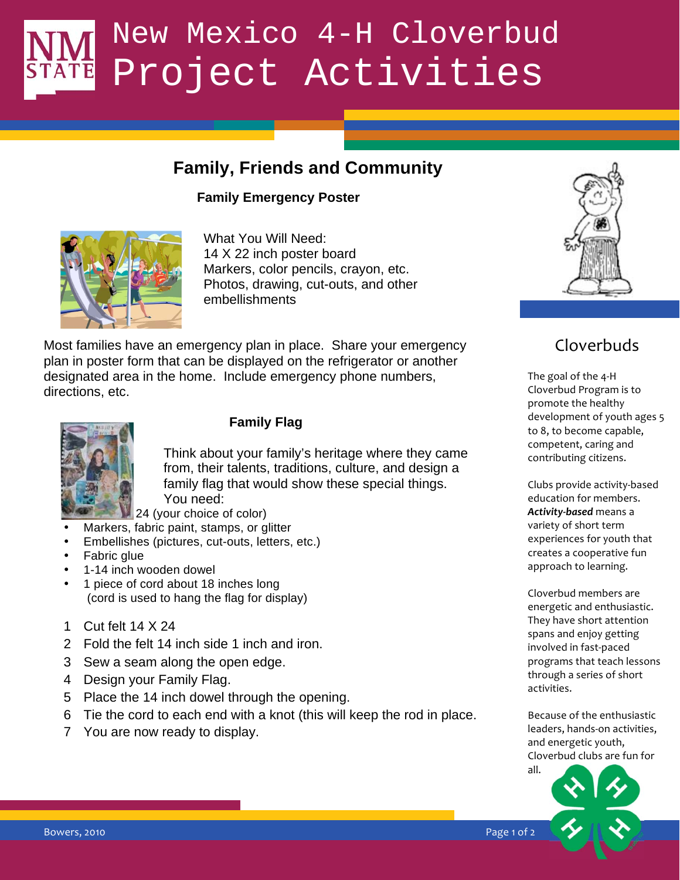# New Mexico 4-H Cloverbud Project Activities

## Family, Friends and Community

### Family Emergency Poster

What You Will Need:
14 X 22 inch poster board
Markers, color pencils, crayon, etc.
Photos, drawing, cut-outs, and other embellishments

Most families have an emergency plan in place. Share your emergency plan in poster form that can be displayed on the refrigerator or another designated area in the home. Include emergency phone numbers, directions, etc.

### Family Flag

Think about your family's heritage where they came from, their talents, traditions, culture, and design a family flag that would show these special things.
You need:
24 (your choice of color)

- Markers, fabric paint, stamps, or glitter
- Embellishes (pictures, cut-outs, letters, etc.)
- Fabric glue
- 1-14 inch wooden dowel
- 1 piece of cord about 18 inches long (cord is used to hang the flag for display)

1. Cut felt 14 X 24
2. Fold the felt 14 inch side 1 inch and iron.
3. Sew a seam along the open edge.
4. Design your Family Flag.
5. Place the 14 inch dowel through the opening.
6. Tie the cord to each end with a knot (this will keep the rod in place.
7. You are now ready to display.

## Cloverbuds

The goal of the 4-H Cloverbud Program is to promote the healthy development of youth ages 5 to 8, to become capable, competent, caring and contributing citizens.

Clubs provide activity-based education for members. ***Activity-based*** means a variety of short term experiences for youth that creates a cooperative fun approach to learning.

Cloverbud members are energetic and enthusiastic. They have short attention spans and enjoy getting involved in fast-paced programs that teach lessons through a series of short activities.

Because of the enthusiastic leaders, hands-on activities, and energetic youth, Cloverbud clubs are fun for all.

Bowers, 2010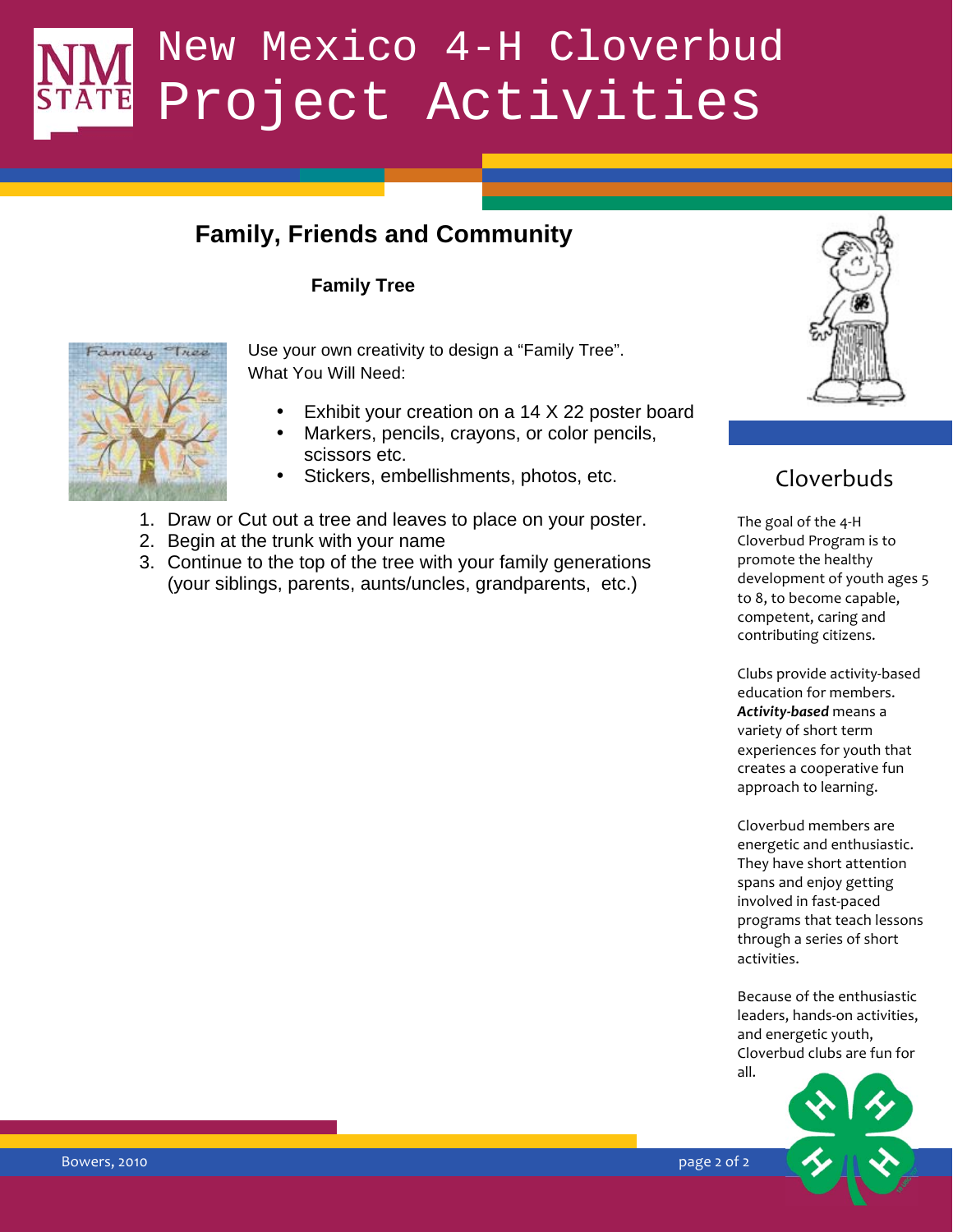# New Mexico 4-H Cloverbud Project Activities

## Family, Friends and Community

### Family Tree

Use your own creativity to design a "Family Tree".
What You Will Need:

- Exhibit your creation on a 14 X 22 poster board
- Markers, pencils, crayons, or color pencils, scissors etc.
- Stickers, embellishments, photos, etc.

1. Draw or Cut out a tree and leaves to place on your poster.
2. Begin at the trunk with your name
3. Continue to the top of the tree with your family generations (your siblings, parents, aunts/uncles, grandparents, etc.)

## Cloverbuds

The goal of the 4-H Cloverbud Program is to promote the healthy development of youth ages 5 to 8, to become capable, competent, caring and contributing citizens.

Clubs provide activity-based education for members. ***Activity-based*** means a variety of short term experiences for youth that creates a cooperative fun approach to learning.

Cloverbud members are energetic and enthusiastic. They have short attention spans and enjoy getting involved in fast-paced programs that teach lessons through a series of short activities.

Because of the enthusiastic leaders, hands-on activities, and energetic youth, Cloverbud clubs are fun for all.

Bowers, 2010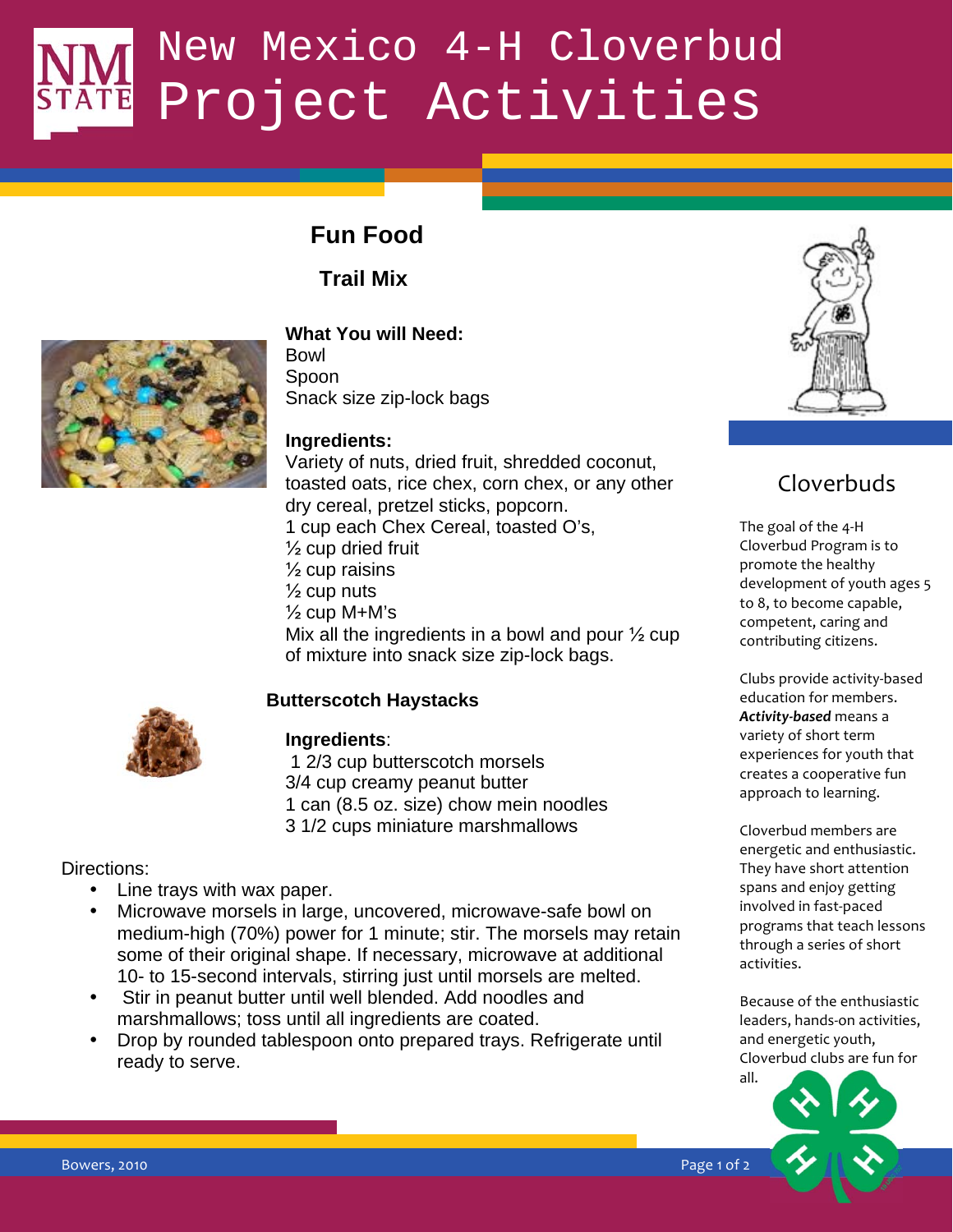# New Mexico 4-H Cloverbud Project Activities

## Fun Food

### Trail Mix

**What You will Need:**
Bowl
Spoon
Snack size zip-lock bags

**Ingredients:**
Variety of nuts, dried fruit, shredded coconut, toasted oats, rice chex, corn chex, or any other dry cereal, pretzel sticks, popcorn.
1 cup each Chex Cereal, toasted O's,
½ cup dried fruit
½ cup raisins
½ cup nuts
½ cup M+M's
Mix all the ingredients in a bowl and pour ½ cup of mixture into snack size zip-lock bags.

### Butterscotch Haystacks

**Ingredients**:
1 2/3 cup butterscotch morsels
3/4 cup creamy peanut butter
1 can (8.5 oz. size) chow mein noodles
3 1/2 cups miniature marshmallows

Directions:

- Line trays with wax paper.
- Microwave morsels in large, uncovered, microwave-safe bowl on medium-high (70%) power for 1 minute; stir. The morsels may retain some of their original shape. If necessary, microwave at additional 10- to 15-second intervals, stirring just until morsels are melted.
- Stir in peanut butter until well blended. Add noodles and marshmallows; toss until all ingredients are coated.
- Drop by rounded tablespoon onto prepared trays. Refrigerate until ready to serve.

## Cloverbuds

The goal of the 4-H Cloverbud Program is to promote the healthy development of youth ages 5 to 8, to become capable, competent, caring and contributing citizens.

Clubs provide activity-based education for members. ***Activity-based*** means a variety of short term experiences for youth that creates a cooperative fun approach to learning.

Cloverbud members are energetic and enthusiastic. They have short attention spans and enjoy getting involved in fast-paced programs that teach lessons through a series of short activities.

Because of the enthusiastic leaders, hands-on activities, and energetic youth, Cloverbud clubs are fun for all.

Bowers, 2010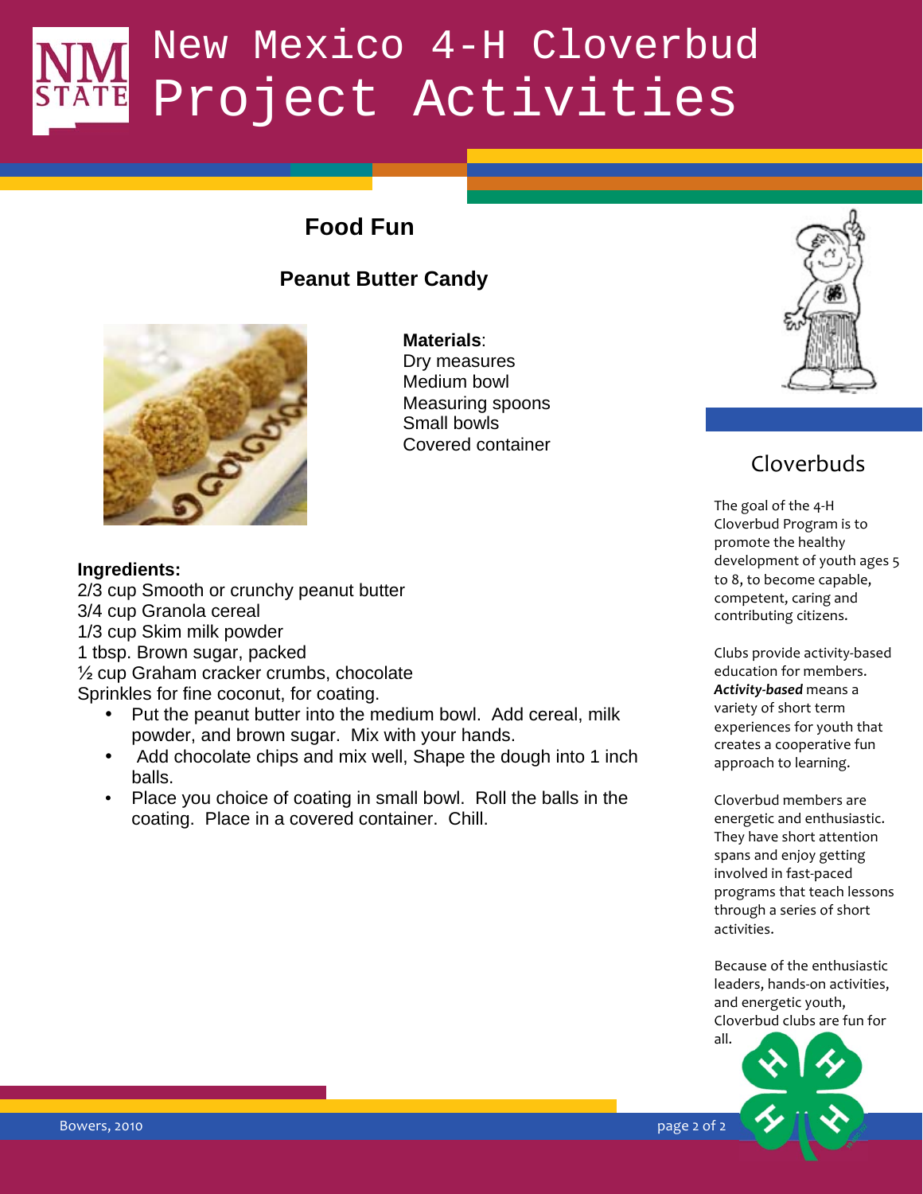# New Mexico 4-H Cloverbud Project Activities

## Food Fun

### Peanut Butter Candy

**Materials**:
Dry measures
Medium bowl
Measuring spoons
Small bowls
Covered container

**Ingredients:**
2/3 cup Smooth or crunchy peanut butter
3/4 cup Granola cereal
1/3 cup Skim milk powder
1 tbsp. Brown sugar, packed
½ cup Graham cracker crumbs, chocolate
Sprinkles for fine coconut, for coating.

- Put the peanut butter into the medium bowl. Add cereal, milk powder, and brown sugar. Mix with your hands.
- Add chocolate chips and mix well, Shape the dough into 1 inch balls.
- Place you choice of coating in small bowl. Roll the balls in the coating. Place in a covered container. Chill.

## Cloverbuds

The goal of the 4-H Cloverbud Program is to promote the healthy development of youth ages 5 to 8, to become capable, competent, caring and contributing citizens.

Clubs provide activity-based education for members. ***Activity-based*** means a variety of short term experiences for youth that creates a cooperative fun approach to learning.

Cloverbud members are energetic and enthusiastic. They have short attention spans and enjoy getting involved in fast-paced programs that teach lessons through a series of short activities.

Because of the enthusiastic leaders, hands-on activities, and energetic youth, Cloverbud clubs are fun for all.

Bowers, 2010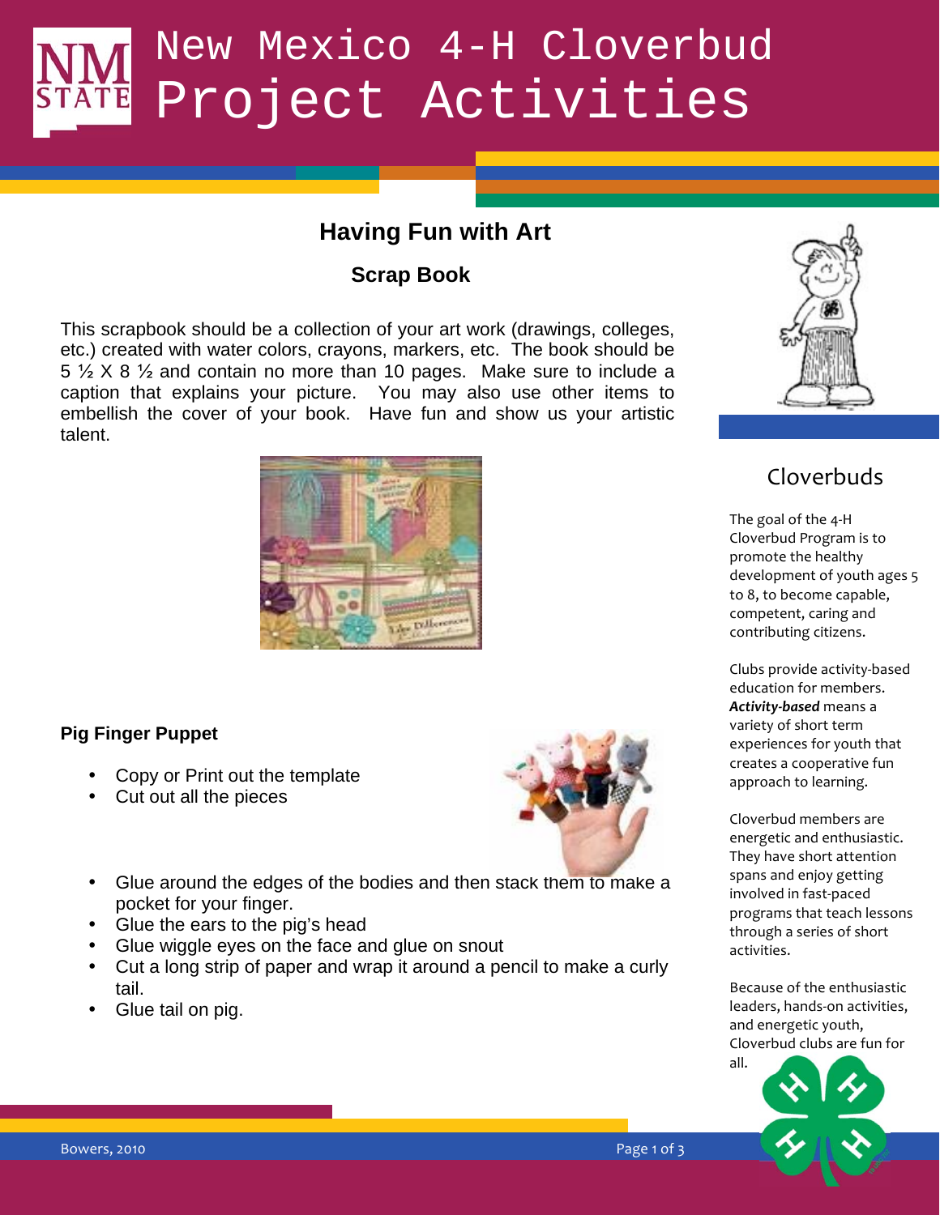# New Mexico 4-H Cloverbud Project Activities

## Having Fun with Art

### Scrap Book

This scrapbook should be a collection of your art work (drawings, colleges, etc.) created with water colors, crayons, markers, etc. The book should be 5 ½ X 8 ½ and contain no more than 10 pages. Make sure to include a caption that explains your picture. You may also use other items to embellish the cover of your book. Have fun and show us your artistic talent.

### Pig Finger Puppet

- Copy or Print out the template
- Cut out all the pieces
- Glue around the edges of the bodies and then stack them to make a pocket for your finger.
- Glue the ears to the pig's head
- Glue wiggle eyes on the face and glue on snout
- Cut a long strip of paper and wrap it around a pencil to make a curly tail.
- Glue tail on pig.

## Cloverbuds

The goal of the 4-H Cloverbud Program is to promote the healthy development of youth ages 5 to 8, to become capable, competent, caring and contributing citizens.

Clubs provide activity-based education for members. ***Activity-based*** means a variety of short term experiences for youth that creates a cooperative fun approach to learning.

Cloverbud members are energetic and enthusiastic. They have short attention spans and enjoy getting involved in fast-paced programs that teach lessons through a series of short activities.

Because of the enthusiastic leaders, hands-on activities, and energetic youth, Cloverbud clubs are fun for all.

Bowers, 2010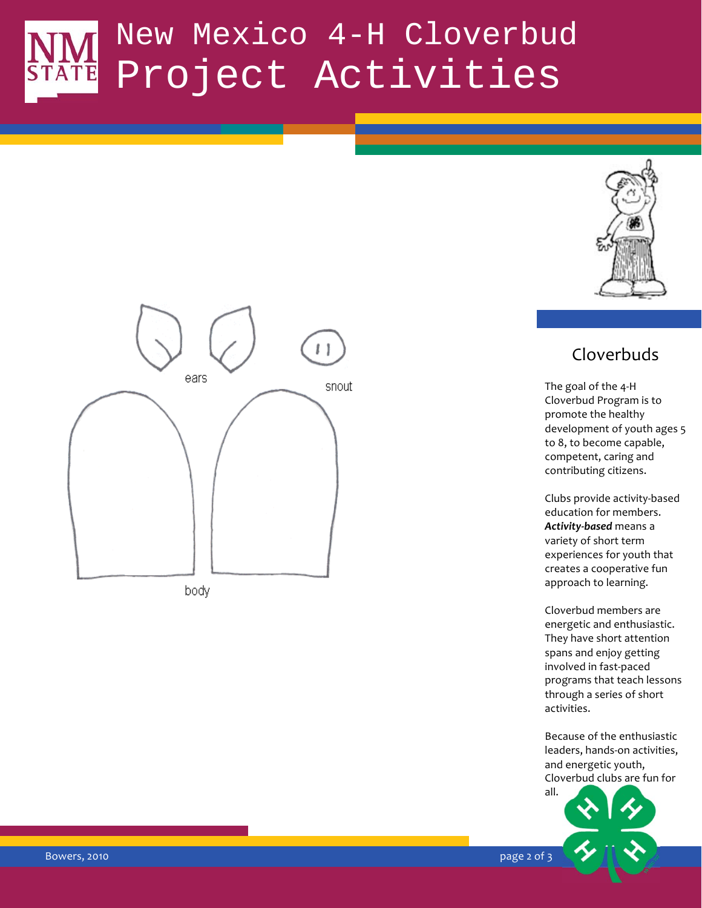# New Mexico 4-H Cloverbud Project Activities

ears

snout

body

## Cloverbuds

The goal of the 4-H Cloverbud Program is to promote the healthy development of youth ages 5 to 8, to become capable, competent, caring and contributing citizens.

Clubs provide activity-based education for members. ***Activity-based*** means a variety of short term experiences for youth that creates a cooperative fun approach to learning.

Cloverbud members are energetic and enthusiastic. They have short attention spans and enjoy getting involved in fast-paced programs that teach lessons through a series of short activities.

Because of the enthusiastic leaders, hands-on activities, and energetic youth, Cloverbud clubs are fun for all.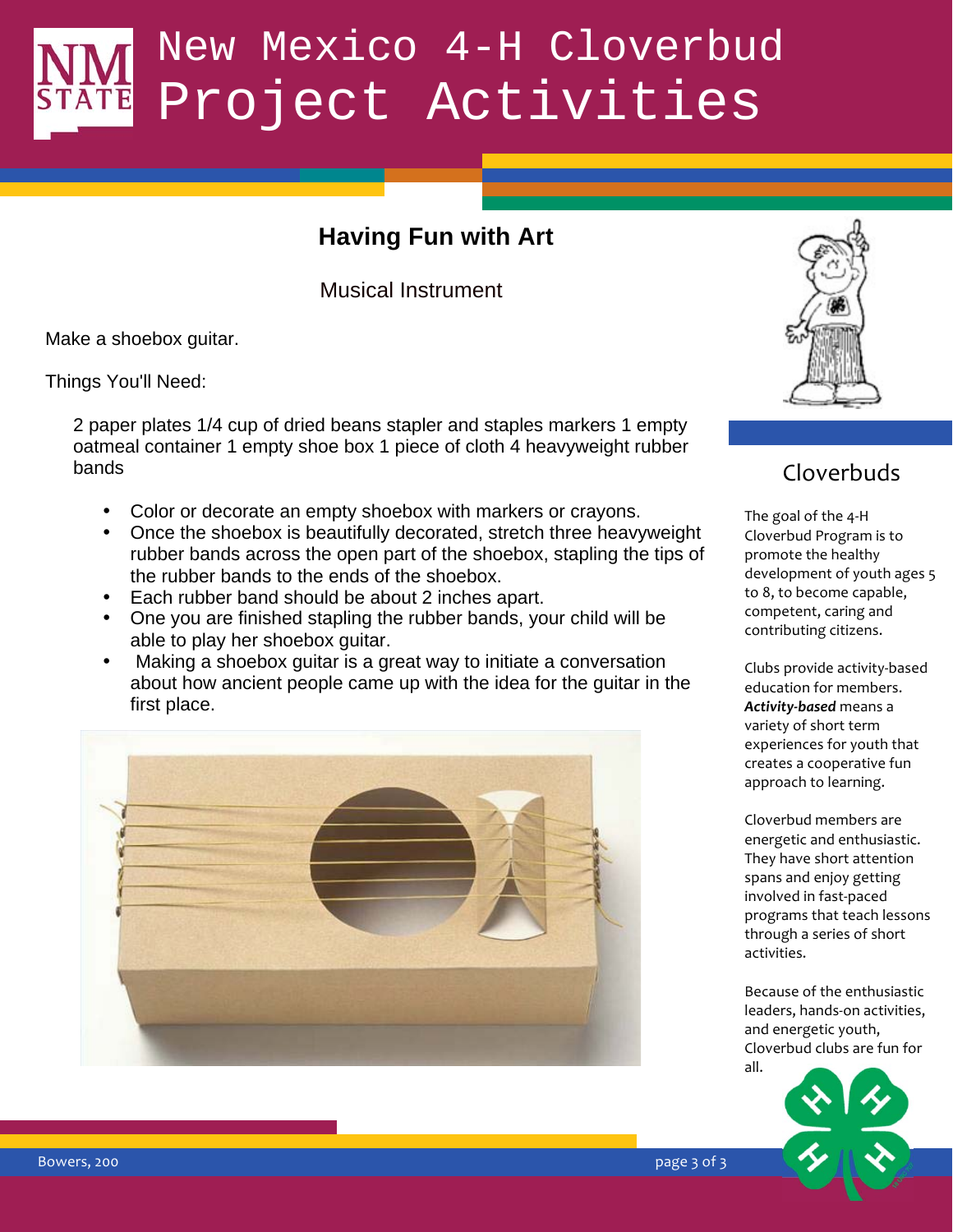# New Mexico 4-H Cloverbud Project Activities

## Having Fun with Art

### Musical Instrument

Make a shoebox guitar.

Things You'll Need:

2 paper plates 1/4 cup of dried beans stapler and staples markers 1 empty oatmeal container 1 empty shoe box 1 piece of cloth 4 heavyweight rubber bands

- Color or decorate an empty shoebox with markers or crayons.
- Once the shoebox is beautifully decorated, stretch three heavyweight rubber bands across the open part of the shoebox, stapling the tips of the rubber bands to the ends of the shoebox.
- Each rubber band should be about 2 inches apart.
- One you are finished stapling the rubber bands, your child will be able to play her shoebox guitar.
- Making a shoebox guitar is a great way to initiate a conversation about how ancient people came up with the idea for the guitar in the first place.

## Cloverbuds

The goal of the 4-H Cloverbud Program is to promote the healthy development of youth ages 5 to 8, to become capable, competent, caring and contributing citizens.

Clubs provide activity-based education for members. ***Activity-based*** means a variety of short term experiences for youth that creates a cooperative fun approach to learning.

Cloverbud members are energetic and enthusiastic. They have short attention spans and enjoy getting involved in fast-paced programs that teach lessons through a series of short activities.

Because of the enthusiastic leaders, hands-on activities, and energetic youth, Cloverbud clubs are fun for all.

Bowers, 200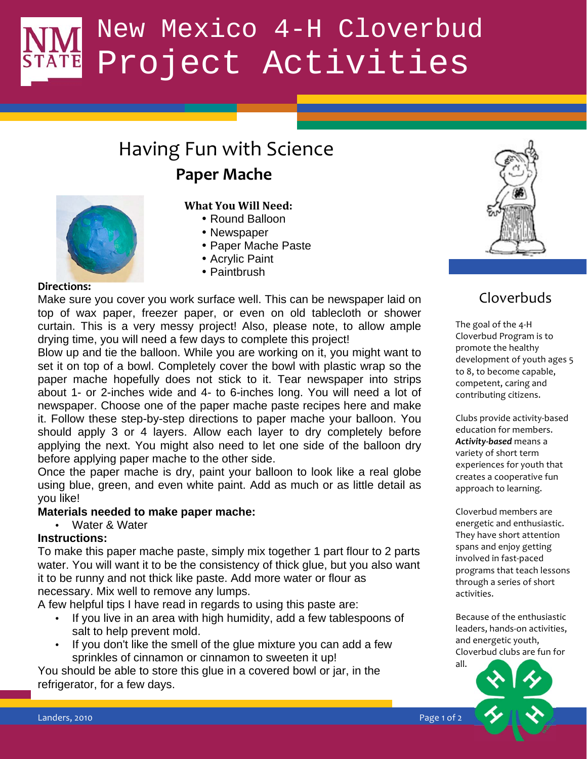# New Mexico 4-H Cloverbud Project Activities

## Having Fun with Science

### Paper Mache

**What You Will Need:**

- Round Balloon
- Newspaper
- Paper Mache Paste
- Acrylic Paint
- Paintbrush

**Directions:**

Make sure you cover you work surface well. This can be newspaper laid on top of wax paper, freezer paper, or even on old tablecloth or shower curtain. This is a very messy project! Also, please note, to allow ample drying time, you will need a few days to complete this project!

Blow up and tie the balloon. While you are working on it, you might want to set it on top of a bowl. Completely cover the bowl with plastic wrap so the paper mache hopefully does not stick to it. Tear newspaper into strips about 1- or 2-inches wide and 4- to 6-inches long. You will need a lot of newspaper. Choose one of the paper mache paste recipes here and make it. Follow these step-by-step directions to paper mache your balloon. You should apply 3 or 4 layers. Allow each layer to dry completely before applying the next. You might also need to let one side of the balloon dry before applying paper mache to the other side.

Once the paper mache is dry, paint your balloon to look like a real globe using blue, green, and even white paint. Add as much or as little detail as you like!

**Materials needed to make paper mache:**

- Water & Water

**Instructions:**

To make this paper mache paste, simply mix together 1 part flour to 2 parts water. You will want it to be the consistency of thick glue, but you also want it to be runny and not thick like paste. Add more water or flour as necessary. Mix well to remove any lumps.

A few helpful tips I have read in regards to using this paste are:

- If you live in an area with high humidity, add a few tablespoons of salt to help prevent mold.
- If you don't like the smell of the glue mixture you can add a few sprinkles of cinnamon or cinnamon to sweeten it up!

You should be able to store this glue in a covered bowl or jar, in the refrigerator, for a few days.

## Cloverbuds

The goal of the 4-H Cloverbud Program is to promote the healthy development of youth ages 5 to 8, to become capable, competent, caring and contributing citizens.

Clubs provide activity-based education for members. ***Activity-based*** means a variety of short term experiences for youth that creates a cooperative fun approach to learning.

Cloverbud members are energetic and enthusiastic. They have short attention spans and enjoy getting involved in fast-paced programs that teach lessons through a series of short activities.

Because of the enthusiastic leaders, hands-on activities, and energetic youth, Cloverbud clubs are fun for all.

Landers, 2010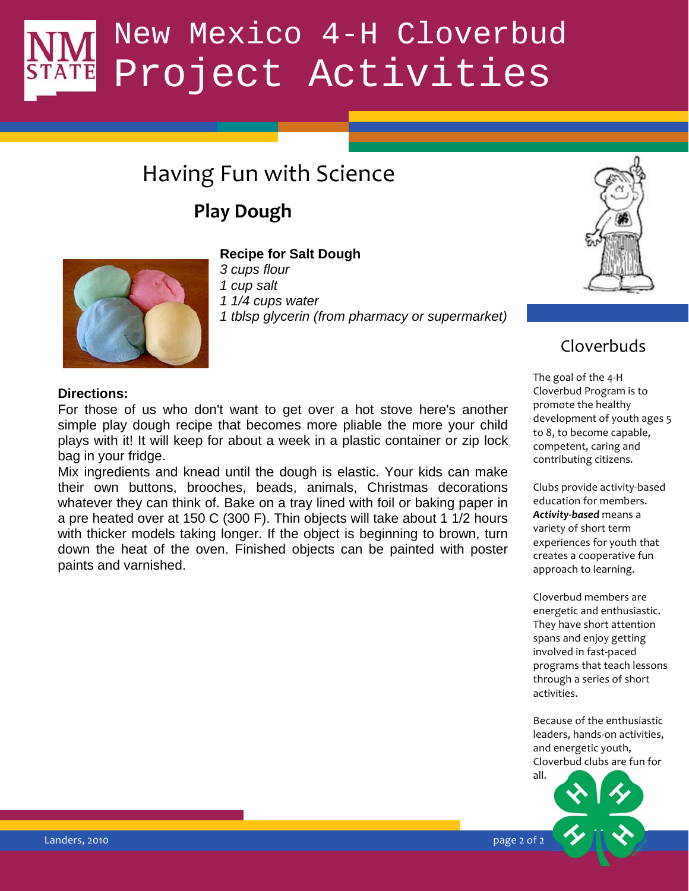# New Mexico 4-H Cloverbud Project Activities

## Having Fun with Science

### Play Dough

**Recipe for Salt Dough**

*3 cups flour*
*1 cup salt*
*1 1/4 cups water*
*1 tblsp glycerin (from pharmacy or supermarket)*

**Directions:**

For those of us who don't want to get over a hot stove here's another simple play dough recipe that becomes more pliable the more your child plays with it! It will keep for about a week in a plastic container or zip lock bag in your fridge.

Mix ingredients and knead until the dough is elastic. Your kids can make their own buttons, brooches, beads, animals, Christmas decorations whatever they can think of. Bake on a tray lined with foil or baking paper in a pre heated over at 150 C (300 F). Thin objects will take about 1 1/2 hours with thicker models taking longer. If the object is beginning to brown, turn down the heat of the oven. Finished objects can be painted with poster paints and varnished.

## Cloverbuds

The goal of the 4-H Cloverbud Program is to promote the healthy development of youth ages 5 to 8, to become capable, competent, caring and contributing citizens.

Clubs provide activity-based education for members. ***Activity-based*** means a variety of short term experiences for youth that creates a cooperative fun approach to learning.

Cloverbud members are energetic and enthusiastic. They have short attention spans and enjoy getting involved in fast-paced programs that teach lessons through a series of short activities.

Because of the enthusiastic leaders, hands-on activities, and energetic youth, Cloverbud clubs are fun for all.

Landers, 2010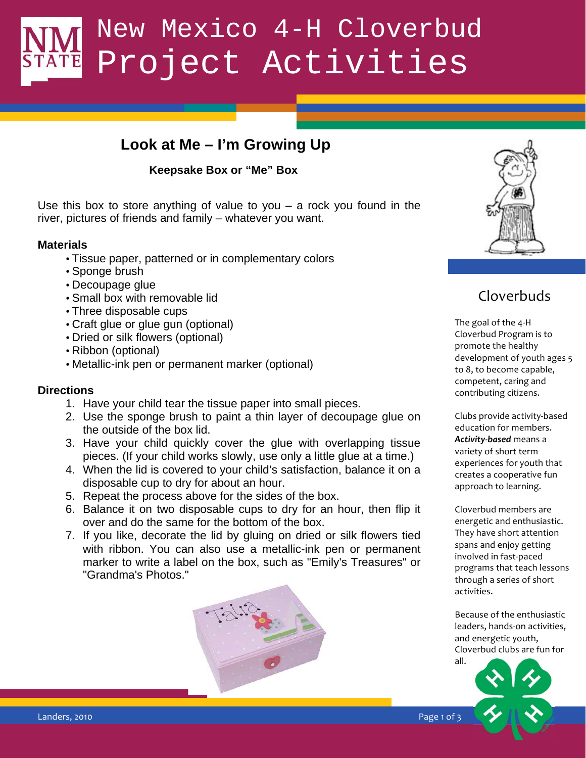# New Mexico 4-H Cloverbud Project Activities

## Look at Me – I'm Growing Up

### Keepsake Box or "Me" Box

Use this box to store anything of value to you – a rock you found in the river, pictures of friends and family – whatever you want.

**Materials**

- Tissue paper, patterned or in complementary colors
- Sponge brush
- Decoupage glue
- Small box with removable lid
- Three disposable cups
- Craft glue or glue gun (optional)
- Dried or silk flowers (optional)
- Ribbon (optional)
- Metallic-ink pen or permanent marker (optional)

**Directions**

1. Have your child tear the tissue paper into small pieces.
2. Use the sponge brush to paint a thin layer of decoupage glue on the outside of the box lid.
3. Have your child quickly cover the glue with overlapping tissue pieces. (If your child works slowly, use only a little glue at a time.)
4. When the lid is covered to your child's satisfaction, balance it on a disposable cup to dry for about an hour.
5. Repeat the process above for the sides of the box.
6. Balance it on two disposable cups to dry for an hour, then flip it over and do the same for the bottom of the box.
7. If you like, decorate the lid by gluing on dried or silk flowers tied with ribbon. You can also use a metallic-ink pen or permanent marker to write a label on the box, such as "Emily's Treasures" or "Grandma's Photos."

## Cloverbuds

The goal of the 4-H Cloverbud Program is to promote the healthy development of youth ages 5 to 8, to become capable, competent, caring and contributing citizens.

Clubs provide activity-based education for members. ***Activity-based*** means a variety of short term experiences for youth that creates a cooperative fun approach to learning.

Cloverbud members are energetic and enthusiastic. They have short attention spans and enjoy getting involved in fast-paced programs that teach lessons through a series of short activities.

Because of the enthusiastic leaders, hands-on activities, and energetic youth, Cloverbud clubs are fun for all.

Landers, 2010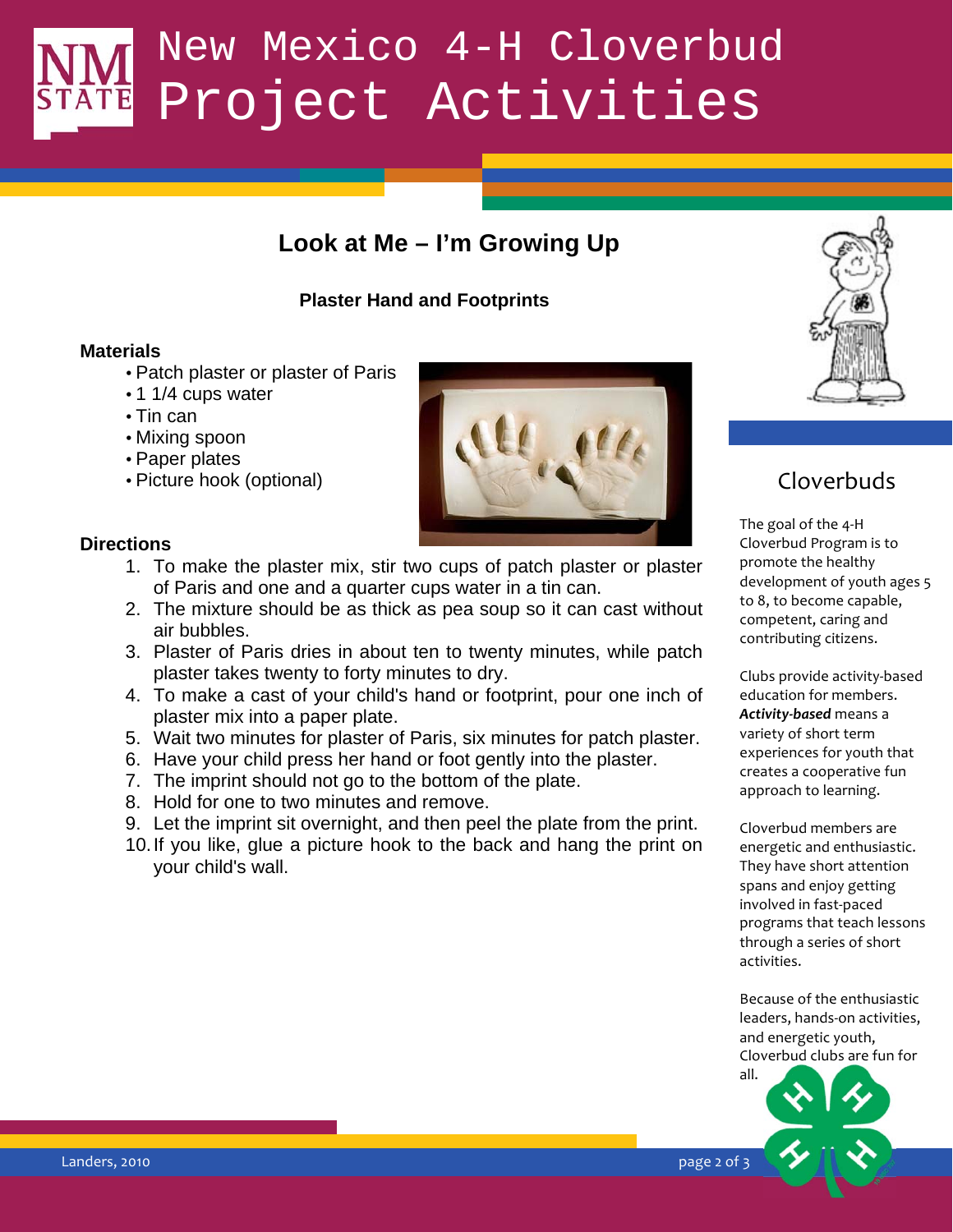# New Mexico 4-H Cloverbud Project Activities

## Look at Me – I'm Growing Up

### Plaster Hand and Footprints

**Materials**

- Patch plaster or plaster of Paris
- 1 1/4 cups water
- Tin can
- Mixing spoon
- Paper plates
- Picture hook (optional)

**Directions**

1. To make the plaster mix, stir two cups of patch plaster or plaster of Paris and one and a quarter cups water in a tin can.
2. The mixture should be as thick as pea soup so it can cast without air bubbles.
3. Plaster of Paris dries in about ten to twenty minutes, while patch plaster takes twenty to forty minutes to dry.
4. To make a cast of your child's hand or footprint, pour one inch of plaster mix into a paper plate.
5. Wait two minutes for plaster of Paris, six minutes for patch plaster.
6. Have your child press her hand or foot gently into the plaster.
7. The imprint should not go to the bottom of the plate.
8. Hold for one to two minutes and remove.
9. Let the imprint sit overnight, and then peel the plate from the print.
10. If you like, glue a picture hook to the back and hang the print on your child's wall.

## Cloverbuds

The goal of the 4-H Cloverbud Program is to promote the healthy development of youth ages 5 to 8, to become capable, competent, caring and contributing citizens.

Clubs provide activity-based education for members. ***Activity-based*** means a variety of short term experiences for youth that creates a cooperative fun approach to learning.

Cloverbud members are energetic and enthusiastic. They have short attention spans and enjoy getting involved in fast-paced programs that teach lessons through a series of short activities.

Because of the enthusiastic leaders, hands-on activities, and energetic youth, Cloverbud clubs are fun for all.

Landers, 2010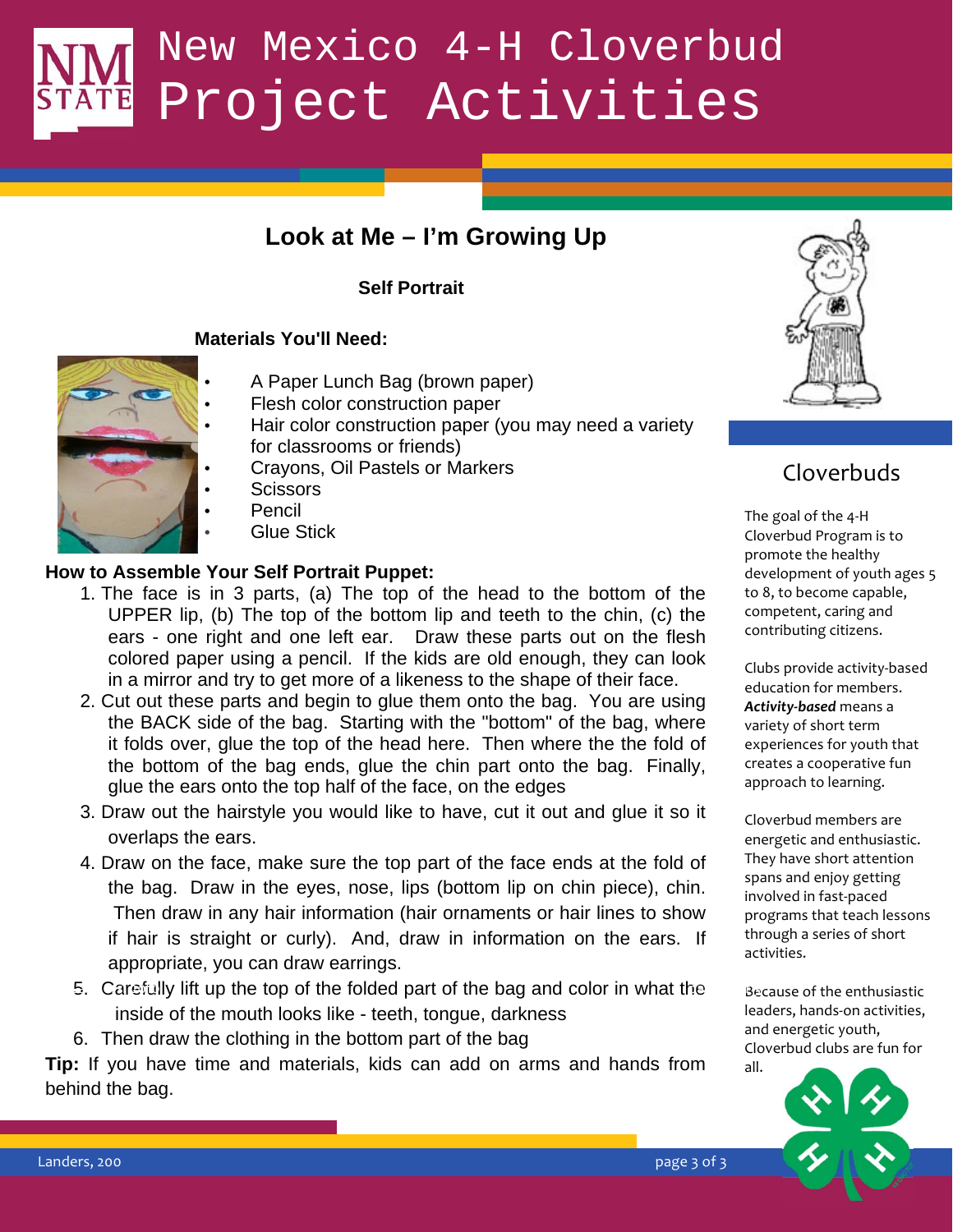# New Mexico 4-H Cloverbud Project Activities

## Look at Me – I'm Growing Up

### Self Portrait

**Materials You'll Need:**

- A Paper Lunch Bag (brown paper)
- Flesh color construction paper
- Hair color construction paper (you may need a variety for classrooms or friends)
- Crayons, Oil Pastels or Markers
- Scissors
- Pencil
- Glue Stick

**How to Assemble Your Self Portrait Puppet:**

1. The face is in 3 parts, (a) The top of the head to the bottom of the UPPER lip, (b) The top of the bottom lip and teeth to the chin, (c) the ears - one right and one left ear. Draw these parts out on the flesh colored paper using a pencil. If the kids are old enough, they can look in a mirror and try to get more of a likeness to the shape of their face.
2. Cut out these parts and begin to glue them onto the bag. You are using the BACK side of the bag. Starting with the "bottom" of the bag, where it folds over, glue the top of the head here. Then where the the fold of the bottom of the bag ends, glue the chin part onto the bag. Finally, glue the ears onto the top half of the face, on the edges
3. Draw out the hairstyle you would like to have, cut it out and glue it so it overlaps the ears.
4. Draw on the face, make sure the top part of the face ends at the fold of the bag. Draw in the eyes, nose, lips (bottom lip on chin piece), chin. Then draw in any hair information (hair ornaments or hair lines to show if hair is straight or curly). And, draw in information on the ears. If appropriate, you can draw earrings.
5. Carefully lift up the top of the folded part of the bag and color in what the inside of the mouth looks like - teeth, tongue, darkness
6. Then draw the clothing in the bottom part of the bag

**Tip:** If you have time and materials, kids can add on arms and hands from behind the bag.

## Cloverbuds

The goal of the 4-H Cloverbud Program is to promote the healthy development of youth ages 5 to 8, to become capable, competent, caring and contributing citizens.

Clubs provide activity-based education for members. ***Activity-based*** means a variety of short term experiences for youth that creates a cooperative fun approach to learning.

Cloverbud members are energetic and enthusiastic. They have short attention spans and enjoy getting involved in fast-paced programs that teach lessons through a series of short activities.

Because of the enthusiastic leaders, hands-on activities, and energetic youth, Cloverbud clubs are fun for all.

Landers, 200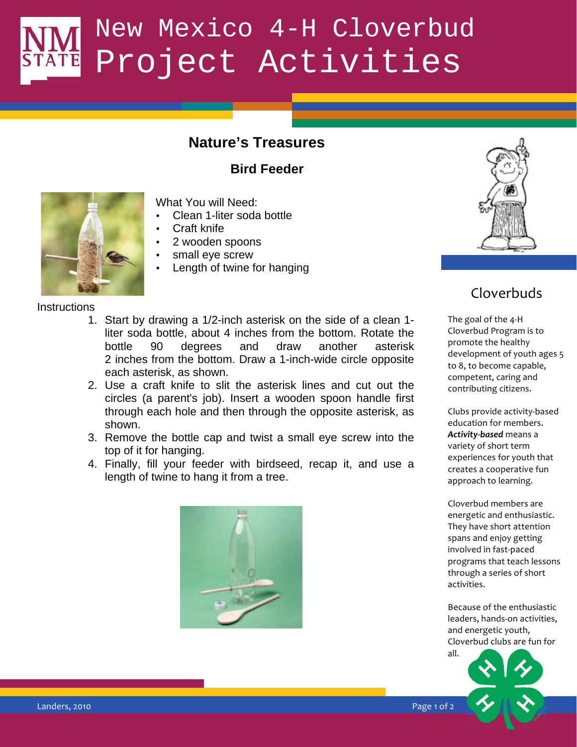# New Mexico 4-H Cloverbud Project Activities

## Nature's Treasures

### Bird Feeder

What You will Need:

- Clean 1-liter soda bottle
- Craft knife
- 2 wooden spoons
- small eye screw
- Length of twine for hanging

Instructions

1. Start by drawing a 1/2-inch asterisk on the side of a clean 1-liter soda bottle, about 4 inches from the bottom. Rotate the bottle 90 degrees and draw another asterisk 2 inches from the bottom. Draw a 1-inch-wide circle opposite each asterisk, as shown.
2. Use a craft knife to slit the asterisk lines and cut out the circles (a parent's job). Insert a wooden spoon handle first through each hole and then through the opposite asterisk, as shown.
3. Remove the bottle cap and twist a small eye screw into the top of it for hanging.
4. Finally, fill your feeder with birdseed, recap it, and use a length of twine to hang it from a tree.

## Cloverbuds

The goal of the 4-H Cloverbud Program is to promote the healthy development of youth ages 5 to 8, to become capable, competent, caring and contributing citizens.

Clubs provide activity-based education for members. ***Activity-based*** means a variety of short term experiences for youth that creates a cooperative fun approach to learning.

Cloverbud members are energetic and enthusiastic. They have short attention spans and enjoy getting involved in fast-paced programs that teach lessons through a series of short activities.

Because of the enthusiastic leaders, hands-on activities, and energetic youth, Cloverbud clubs are fun for all.

Landers, 2010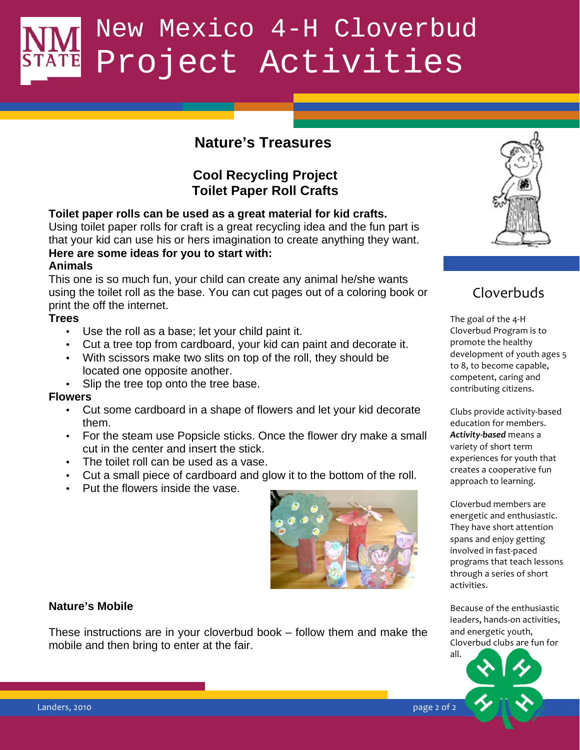# New Mexico 4-H Cloverbud Project Activities

## Nature's Treasures

### Cool Recycling Project
### Toilet Paper Roll Crafts

**Toilet paper rolls can be used as a great material for kid crafts.**
Using toilet paper rolls for craft is a great recycling idea and the fun part is that your kid can use his or hers imagination to create anything they want.
**Here are some ideas for you to start with:**

**Animals**
This one is so much fun, your child can create any animal he/she wants using the toilet roll as the base. You can cut pages out of a coloring book or print the off the internet.

**Trees**
- Use the roll as a base; let your child paint it.
- Cut a tree top from cardboard, your kid can paint and decorate it.
- With scissors make two slits on top of the roll, they should be located one opposite another.
- Slip the tree top onto the tree base.

**Flowers**
- Cut some cardboard in a shape of flowers and let your kid decorate them.
- For the steam use Popsicle sticks. Once the flower dry make a small cut in the center and insert the stick.
- The toilet roll can be used as a vase.
- Cut a small piece of cardboard and glow it to the bottom of the roll.
- Put the flowers inside the vase.

**Nature's Mobile**

These instructions are in your cloverbud book – follow them and make the mobile and then bring to enter at the fair.

## Cloverbuds

The goal of the 4-H Cloverbud Program is to promote the healthy development of youth ages 5 to 8, to become capable, competent, caring and contributing citizens.

Clubs provide activity-based education for members. ***Activity-based*** means a variety of short term experiences for youth that creates a cooperative fun approach to learning.

Cloverbud members are energetic and enthusiastic. They have short attention spans and enjoy getting involved in fast-paced programs that teach lessons through a series of short activities.

Because of the enthusiastic ieaders, hands-on activities, and energetic youth, Cloverbud clubs are fun for all.

Landers, 2010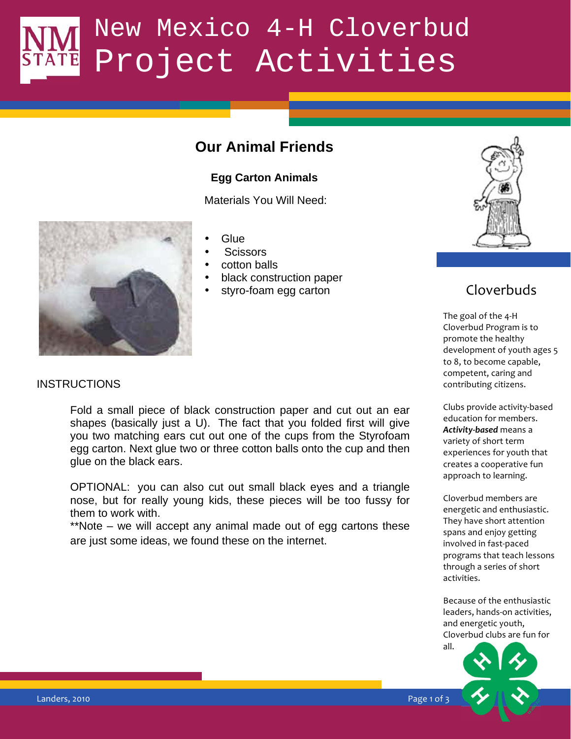# New Mexico 4-H Cloverbud Project Activities

## Our Animal Friends

### Egg Carton Animals

Materials You Will Need:

- Glue
- Scissors
- cotton balls
- black construction paper
- styro-foam egg carton

INSTRUCTIONS

Fold a small piece of black construction paper and cut out an ear shapes (basically just a U). The fact that you folded first will give you two matching ears cut out one of the cups from the Styrofoam egg carton. Next glue two or three cotton balls onto the cup and then glue on the black ears.

OPTIONAL: you can also cut out small black eyes and a triangle nose, but for really young kids, these pieces will be too fussy for them to work with.
**Note – we will accept any animal made out of egg cartons these are just some ideas, we found these on the internet.

## Cloverbuds

The goal of the 4-H Cloverbud Program is to promote the healthy development of youth ages 5 to 8, to become capable, competent, caring and contributing citizens.

Clubs provide activity-based education for members. ***Activity-based*** means a variety of short term experiences for youth that creates a cooperative fun approach to learning.

Cloverbud members are energetic and enthusiastic. They have short attention spans and enjoy getting involved in fast-paced programs that teach lessons through a series of short activities.

Because of the enthusiastic leaders, hands-on activities, and energetic youth, Cloverbud clubs are fun for all.

Landers, 2010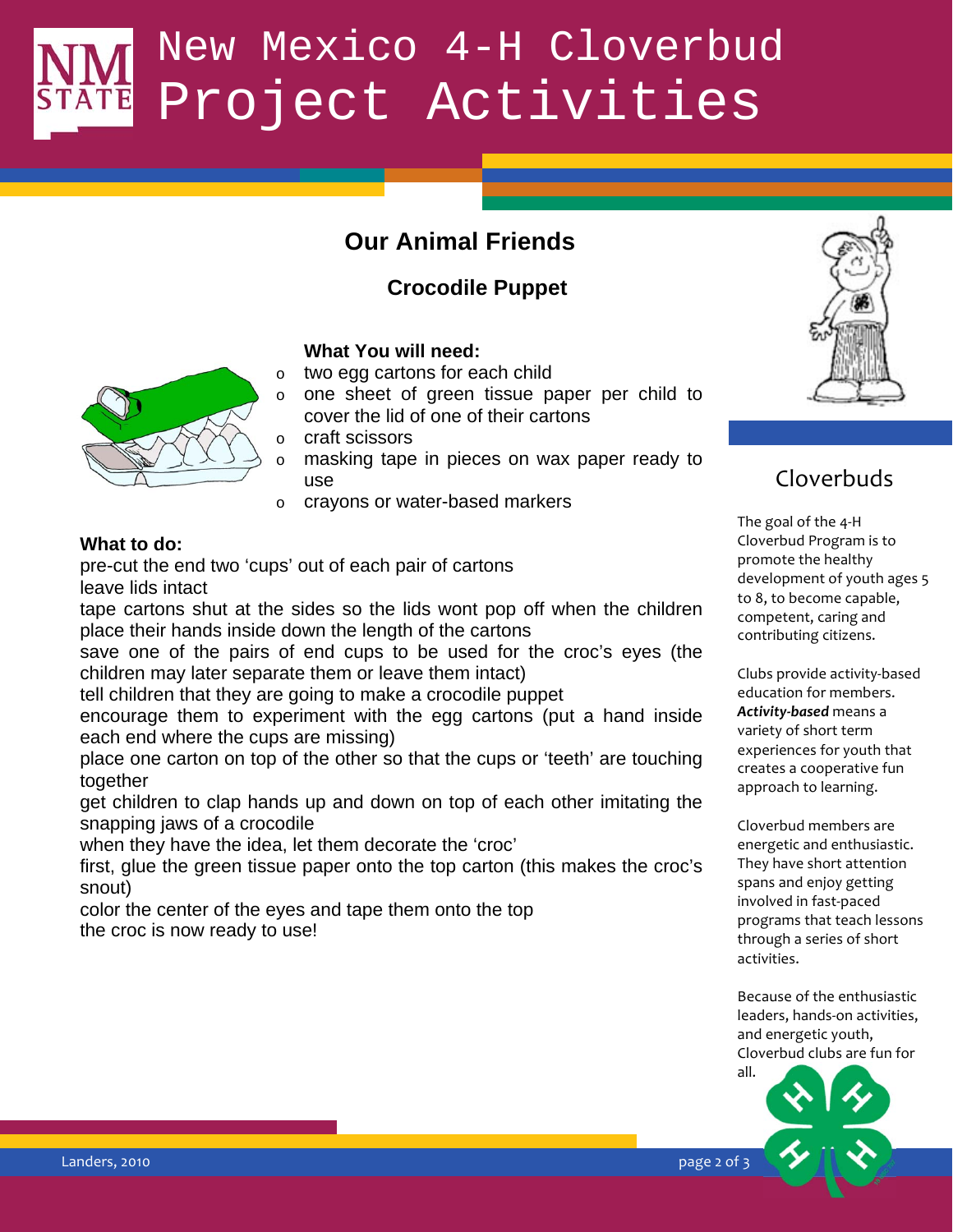# New Mexico 4-H Cloverbud Project Activities

## Our Animal Friends

### Crocodile Puppet

**What You will need:**

- two egg cartons for each child
- one sheet of green tissue paper per child to cover the lid of one of their cartons
- craft scissors
- masking tape in pieces on wax paper ready to use
- crayons or water-based markers

**What to do:**

pre-cut the end two 'cups' out of each pair of cartons
leave lids intact
tape cartons shut at the sides so the lids wont pop off when the children place their hands inside down the length of the cartons
save one of the pairs of end cups to be used for the croc's eyes (the children may later separate them or leave them intact)
tell children that they are going to make a crocodile puppet
encourage them to experiment with the egg cartons (put a hand inside each end where the cups are missing)
place one carton on top of the other so that the cups or 'teeth' are touching together
get children to clap hands up and down on top of each other imitating the snapping jaws of a crocodile
when they have the idea, let them decorate the 'croc'
first, glue the green tissue paper onto the top carton (this makes the croc's snout)
color the center of the eyes and tape them onto the top
the croc is now ready to use!

## Cloverbuds

The goal of the 4-H Cloverbud Program is to promote the healthy development of youth ages 5 to 8, to become capable, competent, caring and contributing citizens.

Clubs provide activity-based education for members. ***Activity-based*** means a variety of short term experiences for youth that creates a cooperative fun approach to learning.

Cloverbud members are energetic and enthusiastic. They have short attention spans and enjoy getting involved in fast-paced programs that teach lessons through a series of short activities.

Because of the enthusiastic leaders, hands-on activities, and energetic youth, Cloverbud clubs are fun for all.

Landers, 2010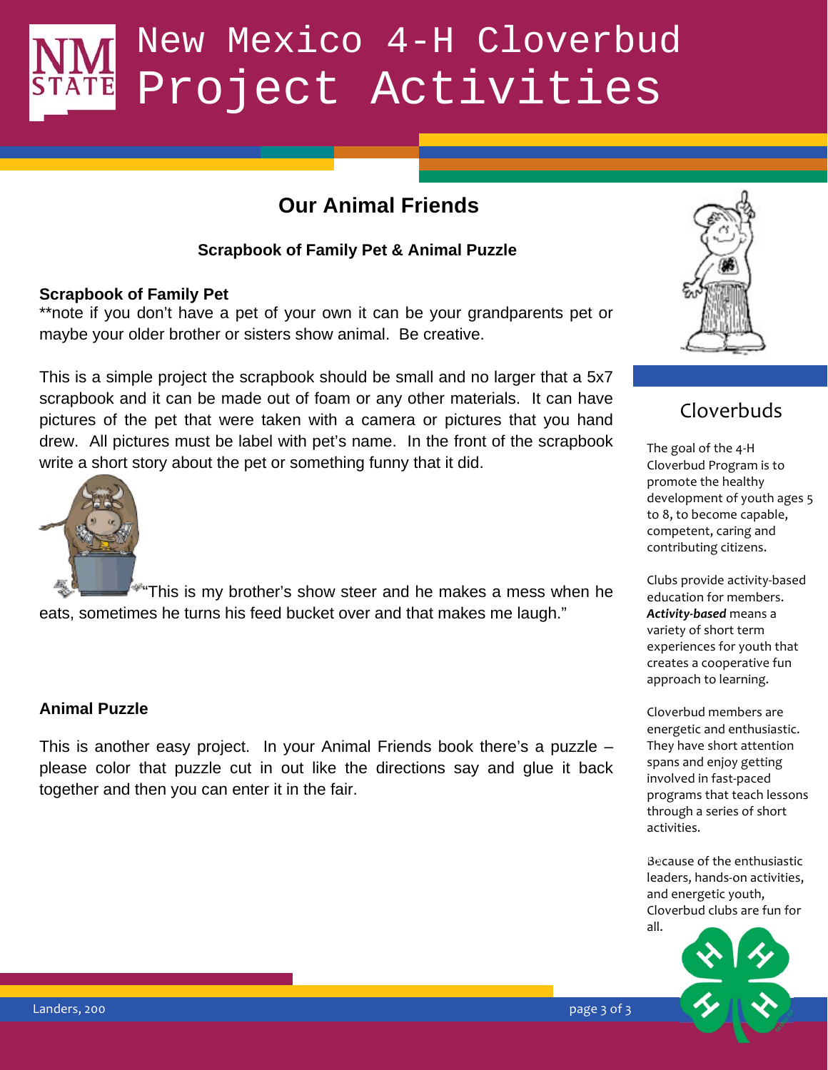# New Mexico 4-H Cloverbud Project Activities

## Our Animal Friends

### Scrapbook of Family Pet & Animal Puzzle

**Scrapbook of Family Pet**

**note if you don't have a pet of your own it can be your grandparents pet or maybe your older brother or sisters show animal. Be creative.

This is a simple project the scrapbook should be small and no larger that a 5x7 scrapbook and it can be made out of foam or any other materials. It can have pictures of the pet that were taken with a camera or pictures that you hand drew. All pictures must be label with pet's name. In the front of the scrapbook write a short story about the pet or something funny that it did.

"This is my brother's show steer and he makes a mess when he eats, sometimes he turns his feed bucket over and that makes me laugh."

**Animal Puzzle**

This is another easy project. In your Animal Friends book there's a puzzle – please color that puzzle cut in out like the directions say and glue it back together and then you can enter it in the fair.

## Cloverbuds

The goal of the 4-H Cloverbud Program is to promote the healthy development of youth ages 5 to 8, to become capable, competent, caring and contributing citizens.

Clubs provide activity-based education for members. ***Activity-based*** means a variety of short term experiences for youth that creates a cooperative fun approach to learning.

Cloverbud members are energetic and enthusiastic. They have short attention spans and enjoy getting involved in fast-paced programs that teach lessons through a series of short activities.

Because of the enthusiastic leaders, hands-on activities, and energetic youth, Cloverbud clubs are fun for all.

Landers, 200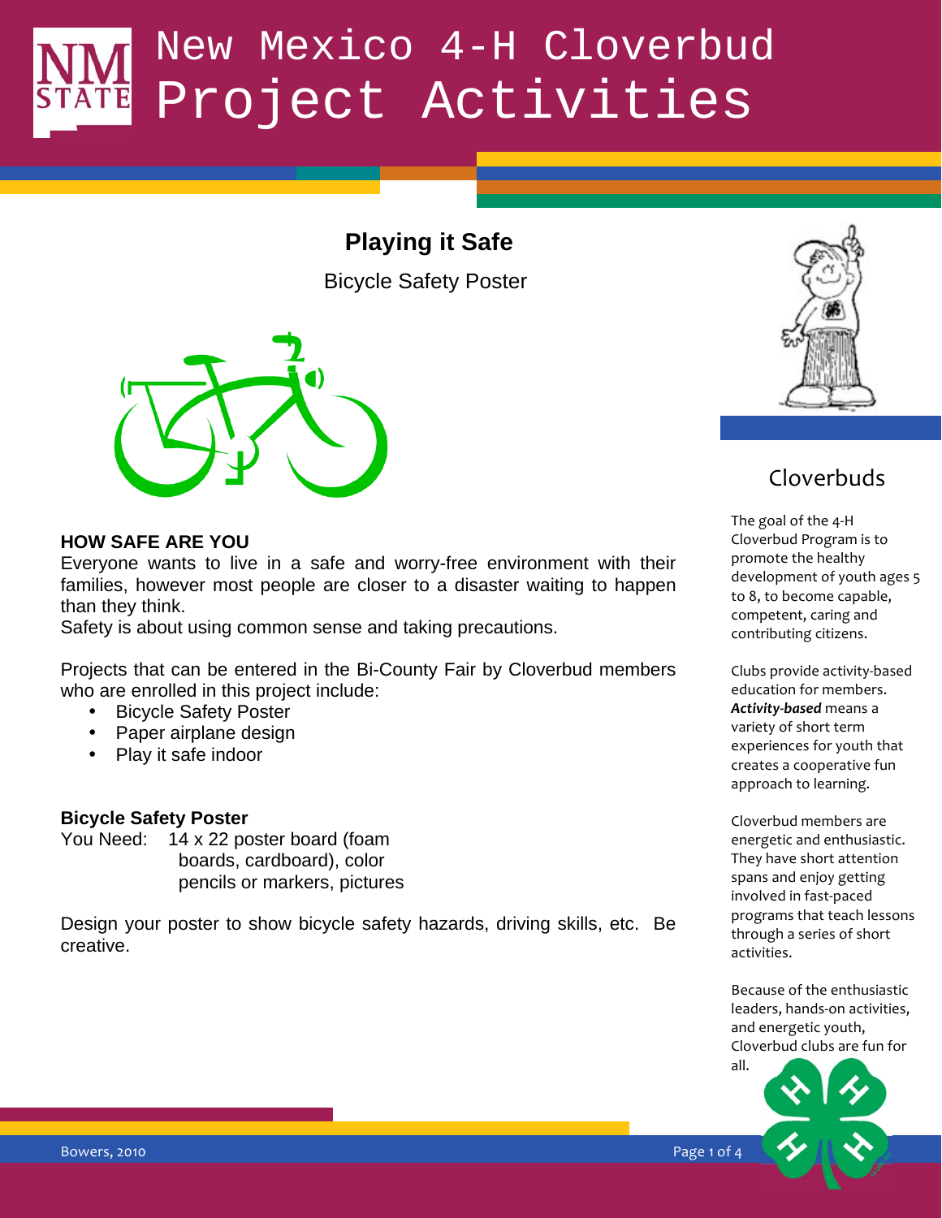# New Mexico 4-H Cloverbud Project Activities

## Playing it Safe

Bicycle Safety Poster

### HOW SAFE ARE YOU

Everyone wants to live in a safe and worry-free environment with their families, however most people are closer to a disaster waiting to happen than they think.

Safety is about using common sense and taking precautions.

Projects that can be entered in the Bi-County Fair by Cloverbud members who are enrolled in this project include:

- Bicycle Safety Poster
- Paper airplane design
- Play it safe indoor

### Bicycle Safety Poster

You Need: 14 x 22 poster board (foam boards, cardboard), color pencils or markers, pictures

Design your poster to show bicycle safety hazards, driving skills, etc. Be creative.

## Cloverbuds

The goal of the 4-H Cloverbud Program is to promote the healthy development of youth ages 5 to 8, to become capable, competent, caring and contributing citizens.

Clubs provide activity-based education for members. ***Activity-based*** means a variety of short term experiences for youth that creates a cooperative fun approach to learning.

Cloverbud members are energetic and enthusiastic. They have short attention spans and enjoy getting involved in fast-paced programs that teach lessons through a series of short activities.

Because of the enthusiastic leaders, hands-on activities, and energetic youth, Cloverbud clubs are fun for all.

Bowers, 2010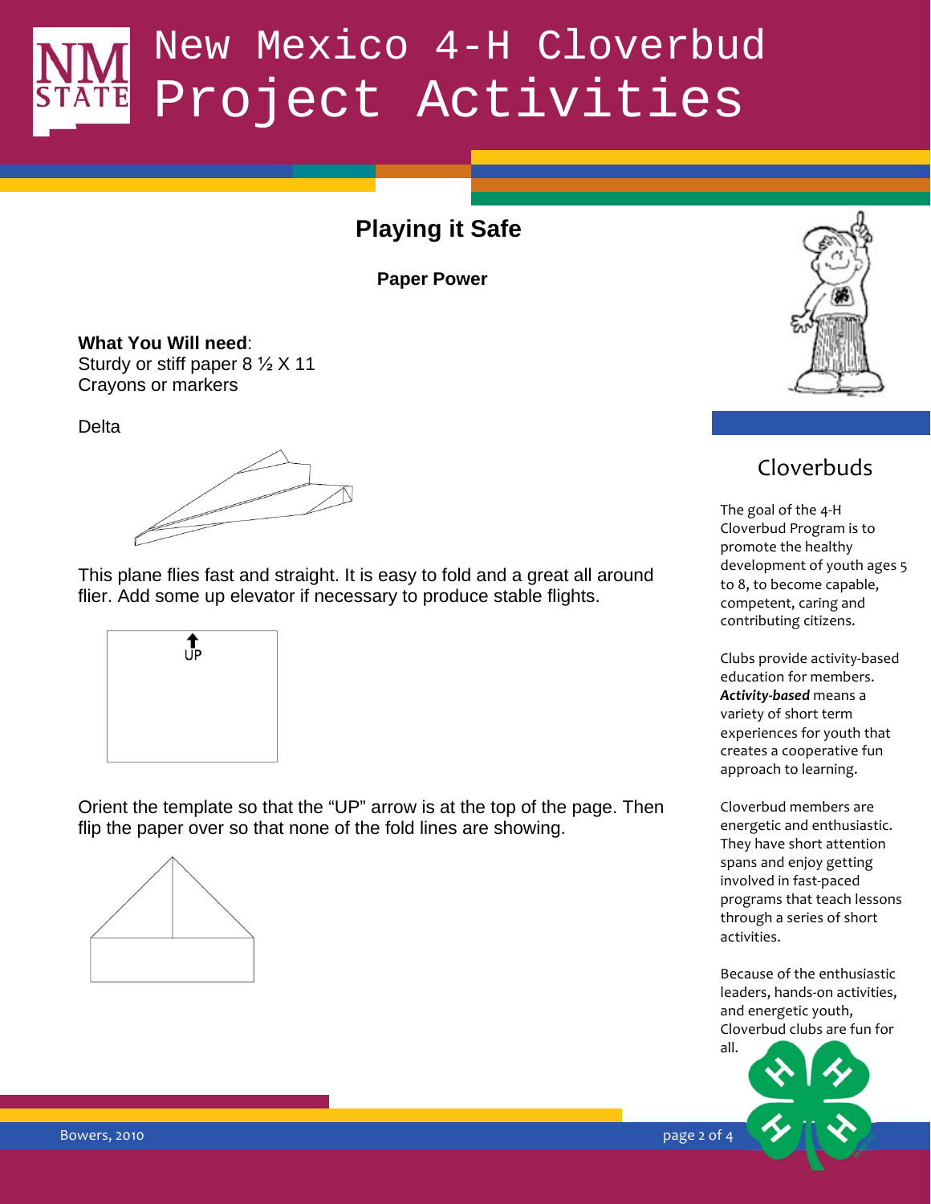# New Mexico 4-H Cloverbud Project Activities

## Playing it Safe

### Paper Power

**What You Will need**:
Sturdy or stiff paper 8 ½ X 11
Crayons or markers

Delta

This plane flies fast and straight. It is easy to fold and a great all around flier. Add some up elevator if necessary to produce stable flights.

UP

Orient the template so that the "UP" arrow is at the top of the page. Then flip the paper over so that none of the fold lines are showing.

## Cloverbuds

The goal of the 4-H Cloverbud Program is to promote the healthy development of youth ages 5 to 8, to become capable, competent, caring and contributing citizens.

Clubs provide activity-based education for members. ***Activity-based*** means a variety of short term experiences for youth that creates a cooperative fun approach to learning.

Cloverbud members are energetic and enthusiastic. They have short attention spans and enjoy getting involved in fast-paced programs that teach lessons through a series of short activities.

Because of the enthusiastic leaders, hands-on activities, and energetic youth, Cloverbud clubs are fun for all.

Bowers, 2010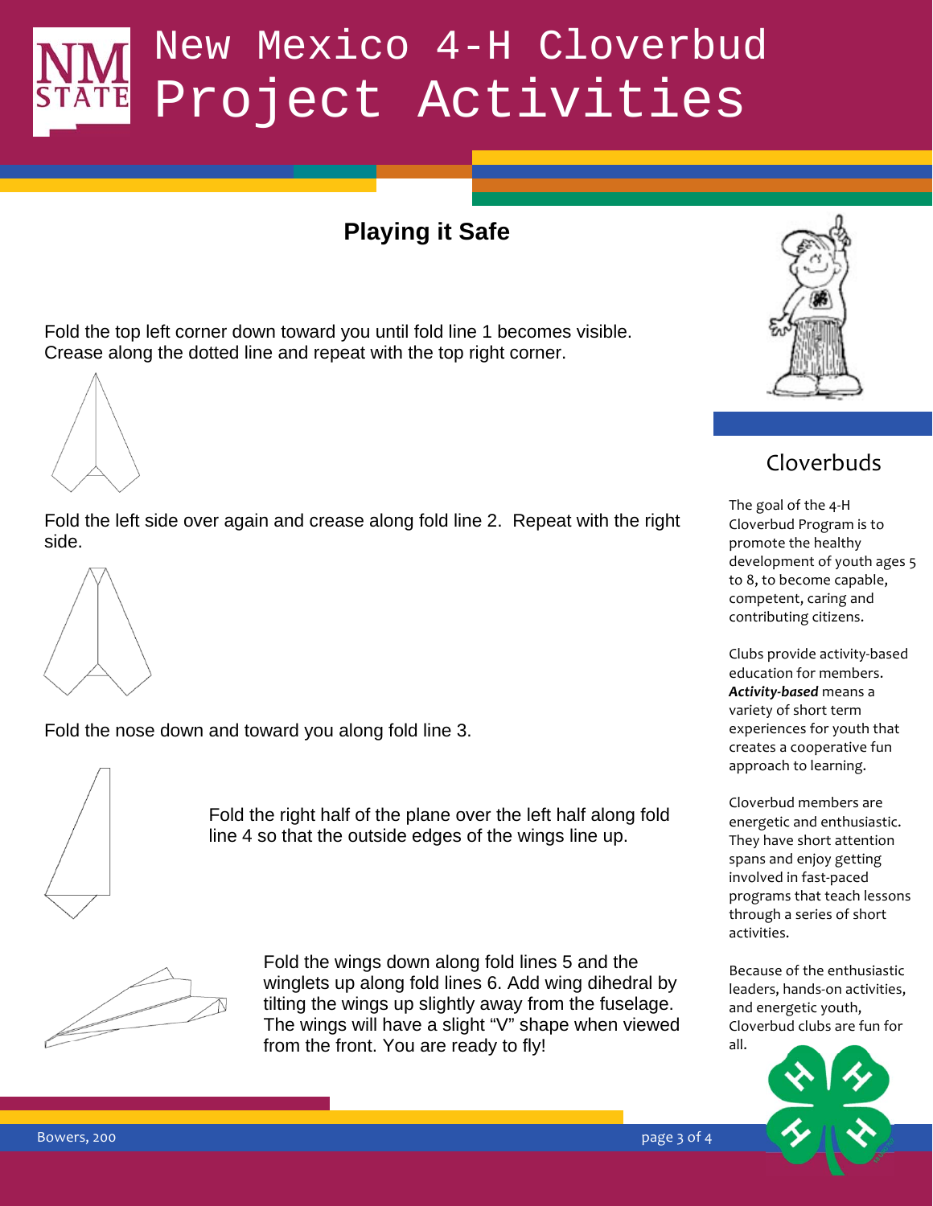# New Mexico 4-H Cloverbud Project Activities

## Playing it Safe

Fold the top left corner down toward you until fold line 1 becomes visible. Crease along the dotted line and repeat with the top right corner.

Fold the left side over again and crease along fold line 2. Repeat with the right side.

Fold the nose down and toward you along fold line 3.

Fold the right half of the plane over the left half along fold line 4 so that the outside edges of the wings line up.

Fold the wings down along fold lines 5 and the winglets up along fold lines 6. Add wing dihedral by tilting the wings up slightly away from the fuselage. The wings will have a slight "V" shape when viewed from the front. You are ready to fly!

### Cloverbuds

The goal of the 4-H Cloverbud Program is to promote the healthy development of youth ages 5 to 8, to become capable, competent, caring and contributing citizens.

Clubs provide activity-based education for members. ***Activity-based*** means a variety of short term experiences for youth that creates a cooperative fun approach to learning.

Cloverbud members are energetic and enthusiastic. They have short attention spans and enjoy getting involved in fast-paced programs that teach lessons through a series of short activities.

Because of the enthusiastic leaders, hands-on activities, and energetic youth, Cloverbud clubs are fun for all.

Bowers, 200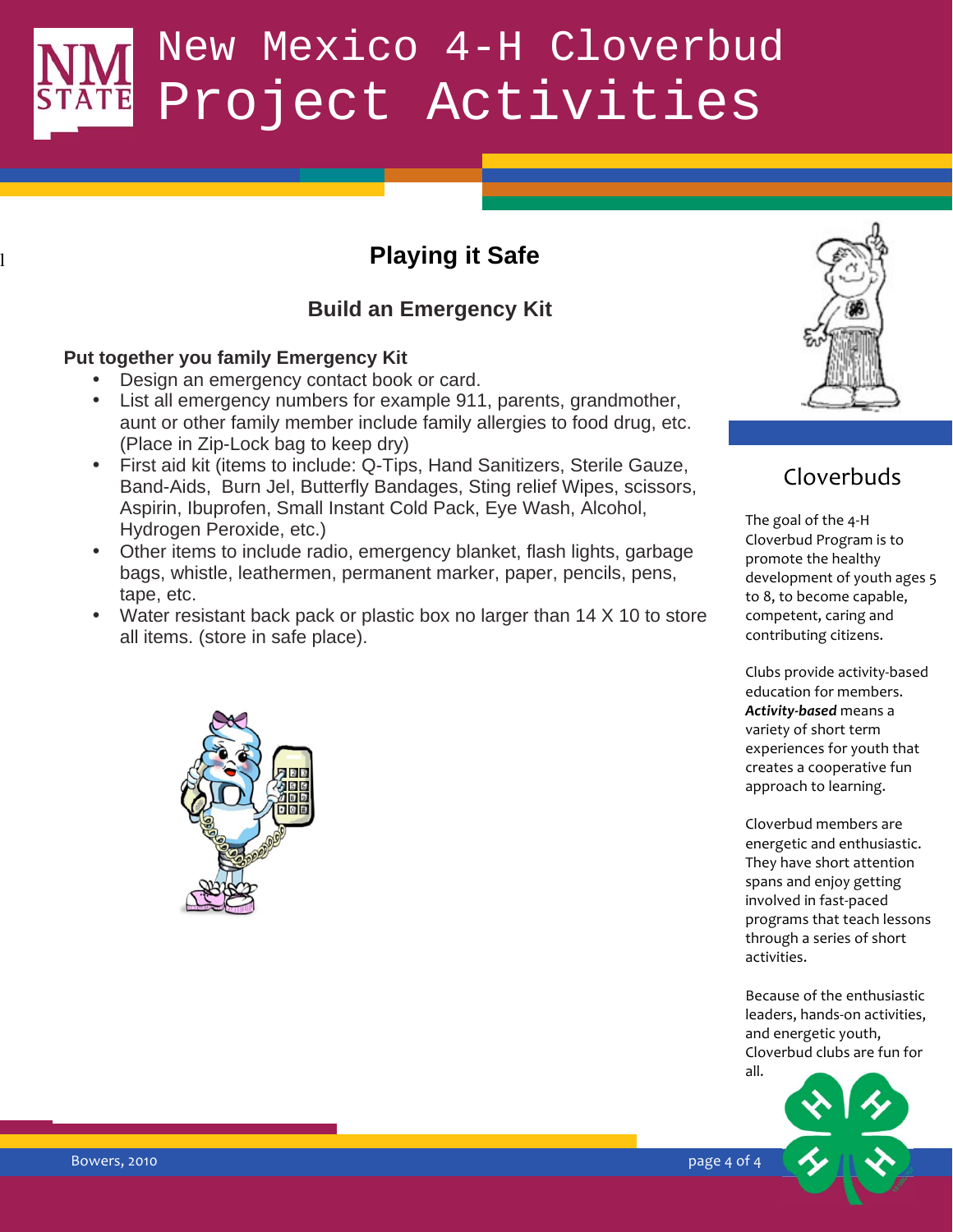# Playing it Safe

## Build an Emergency Kit

**Put together you family Emergency Kit**

- Design an emergency contact book or card.
- List all emergency numbers for example 911, parents, grandmother, aunt or other family member include family allergies to food drug, etc. (Place in Zip-Lock bag to keep dry)
- First aid kit (items to include: Q-Tips, Hand Sanitizers, Sterile Gauze, Band-Aids, Burn Jel, Butterfly Bandages, Sting relief Wipes, scissors, Aspirin, Ibuprofen, Small Instant Cold Pack, Eye Wash, Alcohol, Hydrogen Peroxide, etc.)
- Other items to include radio, emergency blanket, flash lights, garbage bags, whistle, leathermen, permanent marker, paper, pencils, pens, tape, etc.
- Water resistant back pack or plastic box no larger than 14 X 10 to store all items. (store in safe place).

## Cloverbuds

The goal of the 4-H Cloverbud Program is to promote the healthy development of youth ages 5 to 8, to become capable, competent, caring and contributing citizens.

Clubs provide activity-based education for members. ***Activity-based*** means a variety of short term experiences for youth that creates a cooperative fun approach to learning.

Cloverbud members are energetic and enthusiastic. They have short attention spans and enjoy getting involved in fast-paced programs that teach lessons through a series of short activities.

Because of the enthusiastic leaders, hands-on activities, and energetic youth, Cloverbud clubs are fun for all.

Bowers, 2010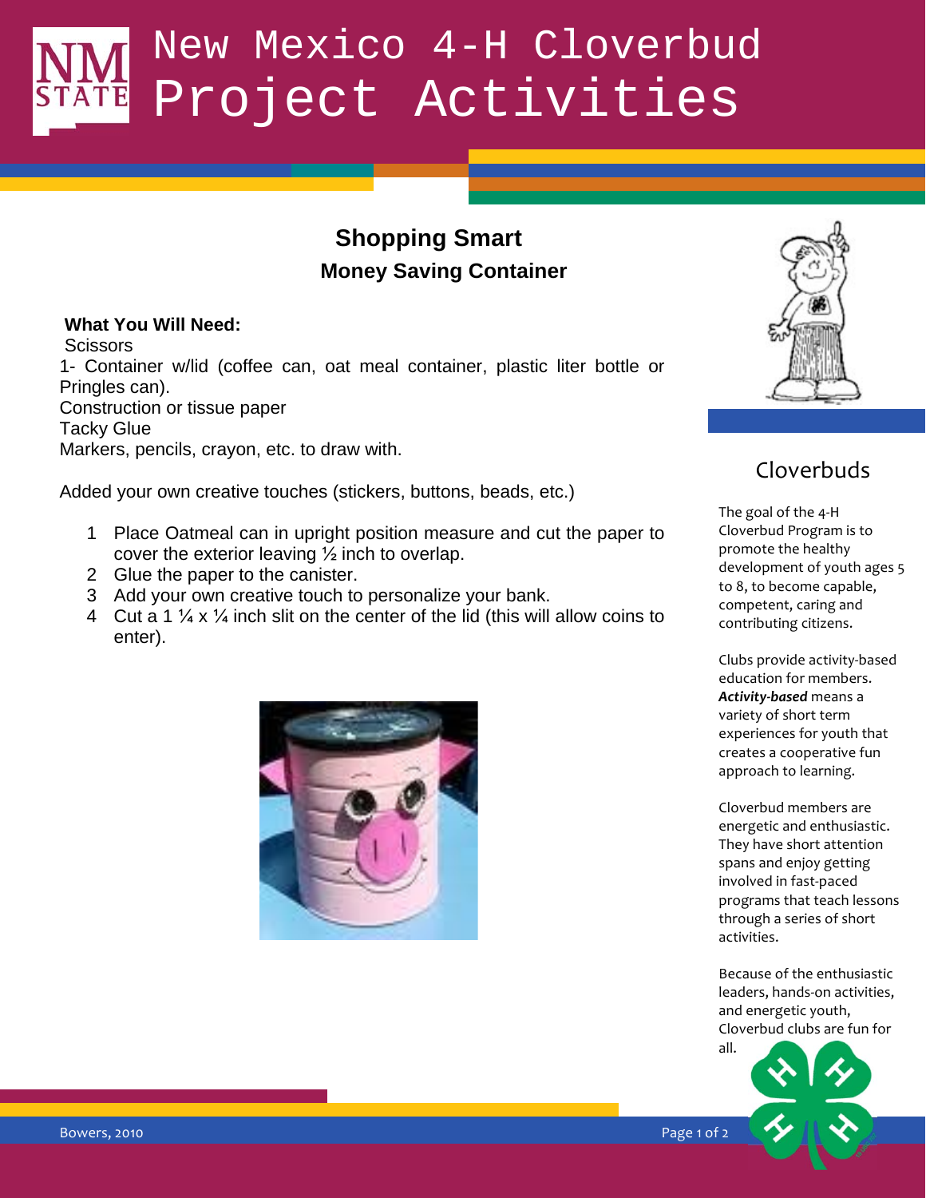# New Mexico 4-H Cloverbud Project Activities

## Shopping Smart

### Money Saving Container

**What You Will Need:**

Scissors
1- Container w/lid (coffee can, oat meal container, plastic liter bottle or Pringles can).
Construction or tissue paper
Tacky Glue
Markers, pencils, crayon, etc. to draw with.

Added your own creative touches (stickers, buttons, beads, etc.)

1. Place Oatmeal can in upright position measure and cut the paper to cover the exterior leaving ½ inch to overlap.
2. Glue the paper to the canister.
3. Add your own creative touch to personalize your bank.
4. Cut a 1 ¼ x ¼ inch slit on the center of the lid (this will allow coins to enter).

## Cloverbuds

The goal of the 4-H Cloverbud Program is to promote the healthy development of youth ages 5 to 8, to become capable, competent, caring and contributing citizens.

Clubs provide activity-based education for members. ***Activity-based*** means a variety of short term experiences for youth that creates a cooperative fun approach to learning.

Cloverbud members are energetic and enthusiastic. They have short attention spans and enjoy getting involved in fast-paced programs that teach lessons through a series of short activities.

Because of the enthusiastic leaders, hands-on activities, and energetic youth, Cloverbud clubs are fun for all.

Bowers, 2010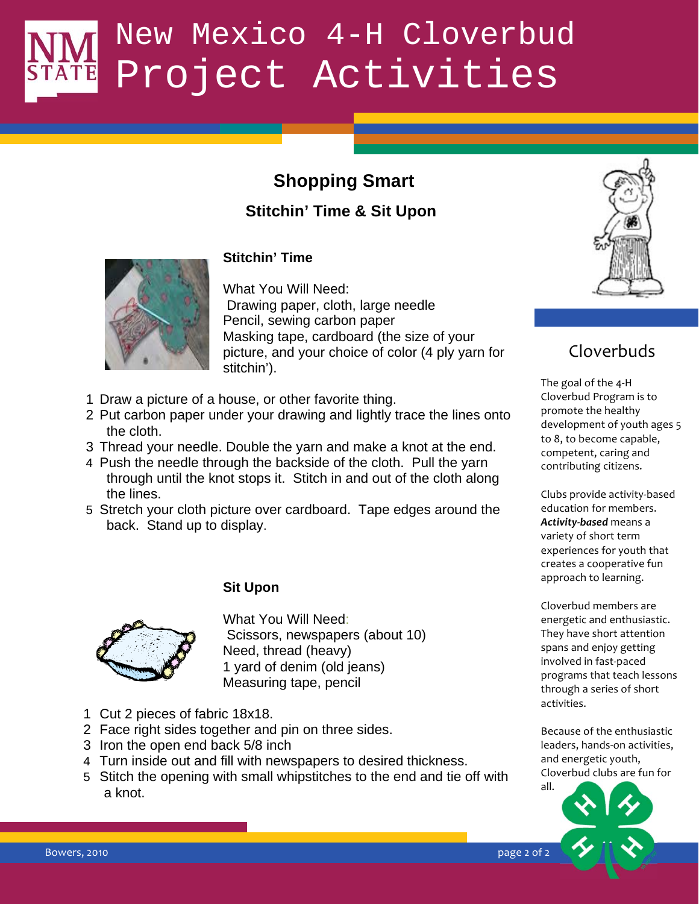# New Mexico 4-H Cloverbud Project Activities

## Shopping Smart

### Stitchin' Time & Sit Upon

#### Stitchin' Time

What You Will Need:
Drawing paper, cloth, large needle
Pencil, sewing carbon paper
Masking tape, cardboard (the size of your picture, and your choice of color (4 ply yarn for stitchin').

1. Draw a picture of a house, or other favorite thing.
2. Put carbon paper under your drawing and lightly trace the lines onto the cloth.
3. Thread your needle. Double the yarn and make a knot at the end.
4. Push the needle through the backside of the cloth. Pull the yarn through until the knot stops it. Stitch in and out of the cloth along the lines.
5. Stretch your cloth picture over cardboard. Tape edges around the back. Stand up to display.

#### Sit Upon

What You Will Need:
Scissors, newspapers (about 10)
Need, thread (heavy)
1 yard of denim (old jeans)
Measuring tape, pencil

1. Cut 2 pieces of fabric 18x18.
2. Face right sides together and pin on three sides.
3. Iron the open end back 5/8 inch
4. Turn inside out and fill with newspapers to desired thickness.
5. Stitch the opening with small whipstitches to the end and tie off with a knot.

## Cloverbuds

The goal of the 4-H Cloverbud Program is to promote the healthy development of youth ages 5 to 8, to become capable, competent, caring and contributing citizens.

Clubs provide activity-based education for members. ***Activity-based*** means a variety of short term experiences for youth that creates a cooperative fun approach to learning.

Cloverbud members are energetic and enthusiastic. They have short attention spans and enjoy getting involved in fast-paced programs that teach lessons through a series of short activities.

Because of the enthusiastic leaders, hands-on activities, and energetic youth, Cloverbud clubs are fun for all.

Bowers, 2010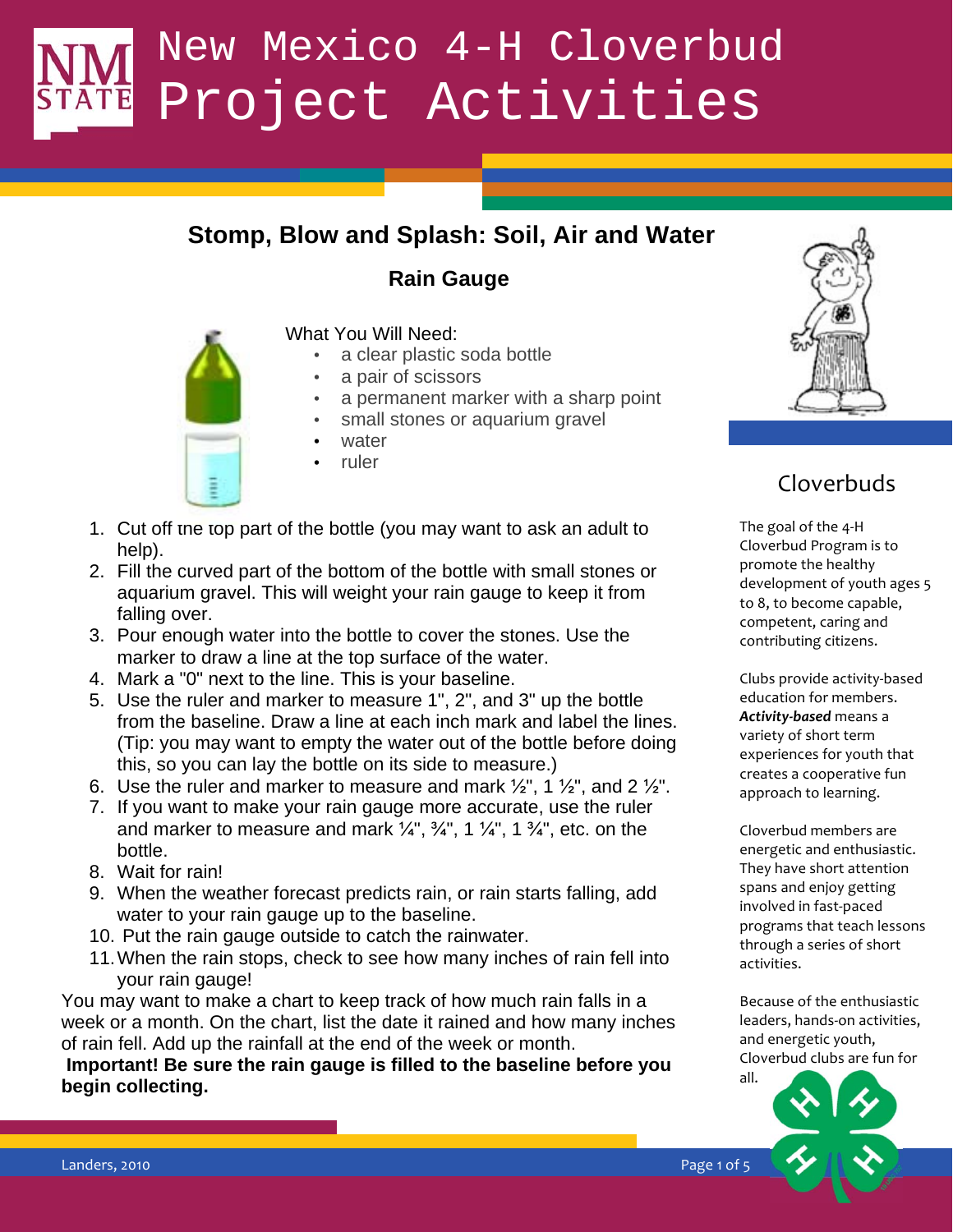# New Mexico 4-H Cloverbud Project Activities

## Stomp, Blow and Splash: Soil, Air and Water

### Rain Gauge

What You Will Need:

- a clear plastic soda bottle
- a pair of scissors
- a permanent marker with a sharp point
- small stones or aquarium gravel
- water
- ruler

1. Cut off the top part of the bottle (you may want to ask an adult to help).
2. Fill the curved part of the bottom of the bottle with small stones or aquarium gravel. This will weight your rain gauge to keep it from falling over.
3. Pour enough water into the bottle to cover the stones. Use the marker to draw a line at the top surface of the water.
4. Mark a "0" next to the line. This is your baseline.
5. Use the ruler and marker to measure 1", 2", and 3" up the bottle from the baseline. Draw a line at each inch mark and label the lines. (Tip: you may want to empty the water out of the bottle before doing this, so you can lay the bottle on its side to measure.)
6. Use the ruler and marker to measure and mark ½", 1 ½", and 2 ½".
7. If you want to make your rain gauge more accurate, use the ruler and marker to measure and mark ¼", ¾", 1 ¼", 1 ¾", etc. on the bottle.
8. Wait for rain!
9. When the weather forecast predicts rain, or rain starts falling, add water to your rain gauge up to the baseline.
10. Put the rain gauge outside to catch the rainwater.
11. When the rain stops, check to see how many inches of rain fell into your rain gauge!

You may want to make a chart to keep track of how much rain falls in a week or a month. On the chart, list the date it rained and how many inches of rain fell. Add up the rainfall at the end of the week or month.

**Important! Be sure the rain gauge is filled to the baseline before you begin collecting.**

## Cloverbuds

The goal of the 4-H Cloverbud Program is to promote the healthy development of youth ages 5 to 8, to become capable, competent, caring and contributing citizens.

Clubs provide activity-based education for members. ***Activity-based*** means a variety of short term experiences for youth that creates a cooperative fun approach to learning.

Cloverbud members are energetic and enthusiastic. They have short attention spans and enjoy getting involved in fast-paced programs that teach lessons through a series of short activities.

Because of the enthusiastic leaders, hands-on activities, and energetic youth, Cloverbud clubs are fun for all.

Landers, 2010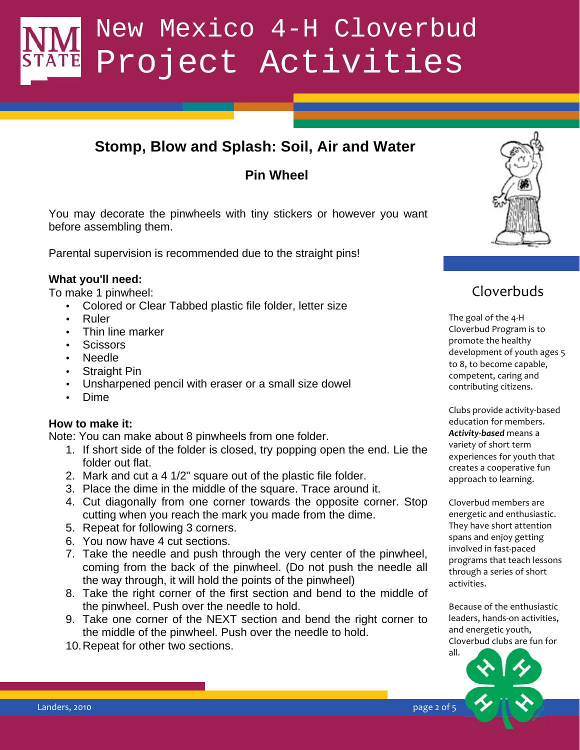## Stomp, Blow and Splash: Soil, Air and Water

### Pin Wheel

You may decorate the pinwheels with tiny stickers or however you want before assembling them.

Parental supervision is recommended due to the straight pins!

**What you'll need:**
To make 1 pinwheel:

- Colored or Clear Tabbed plastic file folder, letter size
- Ruler
- Thin line marker
- Scissors
- Needle
- Straight Pin
- Unsharpened pencil with eraser or a small size dowel
- Dime

**How to make it:**
Note: You can make about 8 pinwheels from one folder.

1. If short side of the folder is closed, try popping open the end. Lie the folder out flat.
2. Mark and cut a 4 1/2" square out of the plastic file folder.
3. Place the dime in the middle of the square. Trace around it.
4. Cut diagonally from one corner towards the opposite corner. Stop cutting when you reach the mark you made from the dime.
5. Repeat for following 3 corners.
6. You now have 4 cut sections.
7. Take the needle and push through the very center of the pinwheel, coming from the back of the pinwheel. (Do not push the needle all the way through, it will hold the points of the pinwheel)
8. Take the right corner of the first section and bend to the middle of the pinwheel. Push over the needle to hold.
9. Take one corner of the NEXT section and bend the right corner to the middle of the pinwheel. Push over the needle to hold.
10. Repeat for other two sections.

## Cloverbuds

The goal of the 4-H Cloverbud Program is to promote the healthy development of youth ages 5 to 8, to become capable, competent, caring and contributing citizens.

Clubs provide activity-based education for members. ***Activity-based*** means a variety of short term experiences for youth that creates a cooperative fun approach to learning.

Cloverbud members are energetic and enthusiastic. They have short attention spans and enjoy getting involved in fast-paced programs that teach lessons through a series of short activities.

Because of the enthusiastic leaders, hands-on activities, and energetic youth, Cloverbud clubs are fun for all.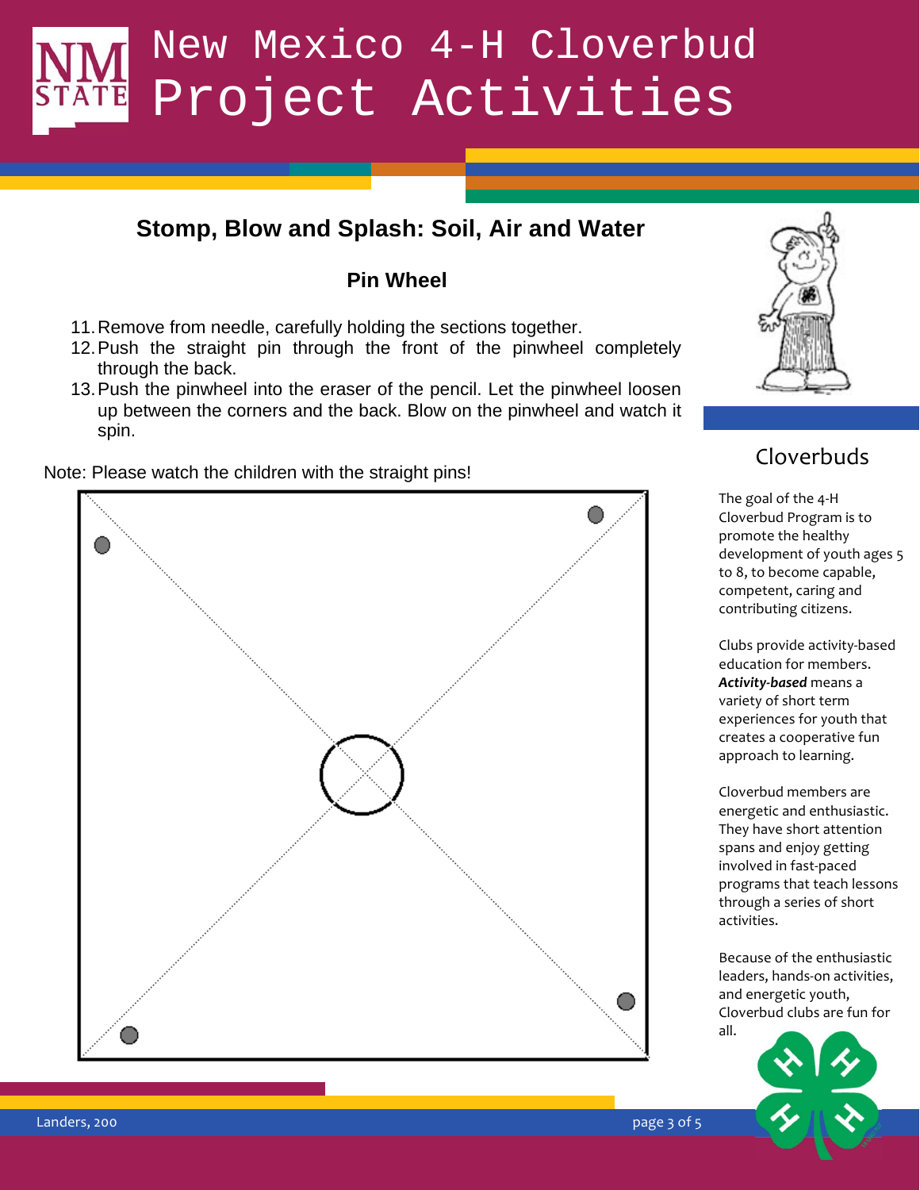## Stomp, Blow and Splash: Soil, Air and Water

### Pin Wheel

11. Remove from needle, carefully holding the sections together.
12. Push the straight pin through the front of the pinwheel completely through the back.
13. Push the pinwheel into the eraser of the pencil. Let the pinwheel loosen up between the corners and the back. Blow on the pinwheel and watch it spin.

Note: Please watch the children with the straight pins!

### Cloverbuds

The goal of the 4-H Cloverbud Program is to promote the healthy development of youth ages 5 to 8, to become capable, competent, caring and contributing citizens.

Clubs provide activity-based education for members. ***Activity-based*** means a variety of short term experiences for youth that creates a cooperative fun approach to learning.

Cloverbud members are energetic and enthusiastic. They have short attention spans and enjoy getting involved in fast-paced programs that teach lessons through a series of short activities.

Because of the enthusiastic leaders, hands-on activities, and energetic youth, Cloverbud clubs are fun for all.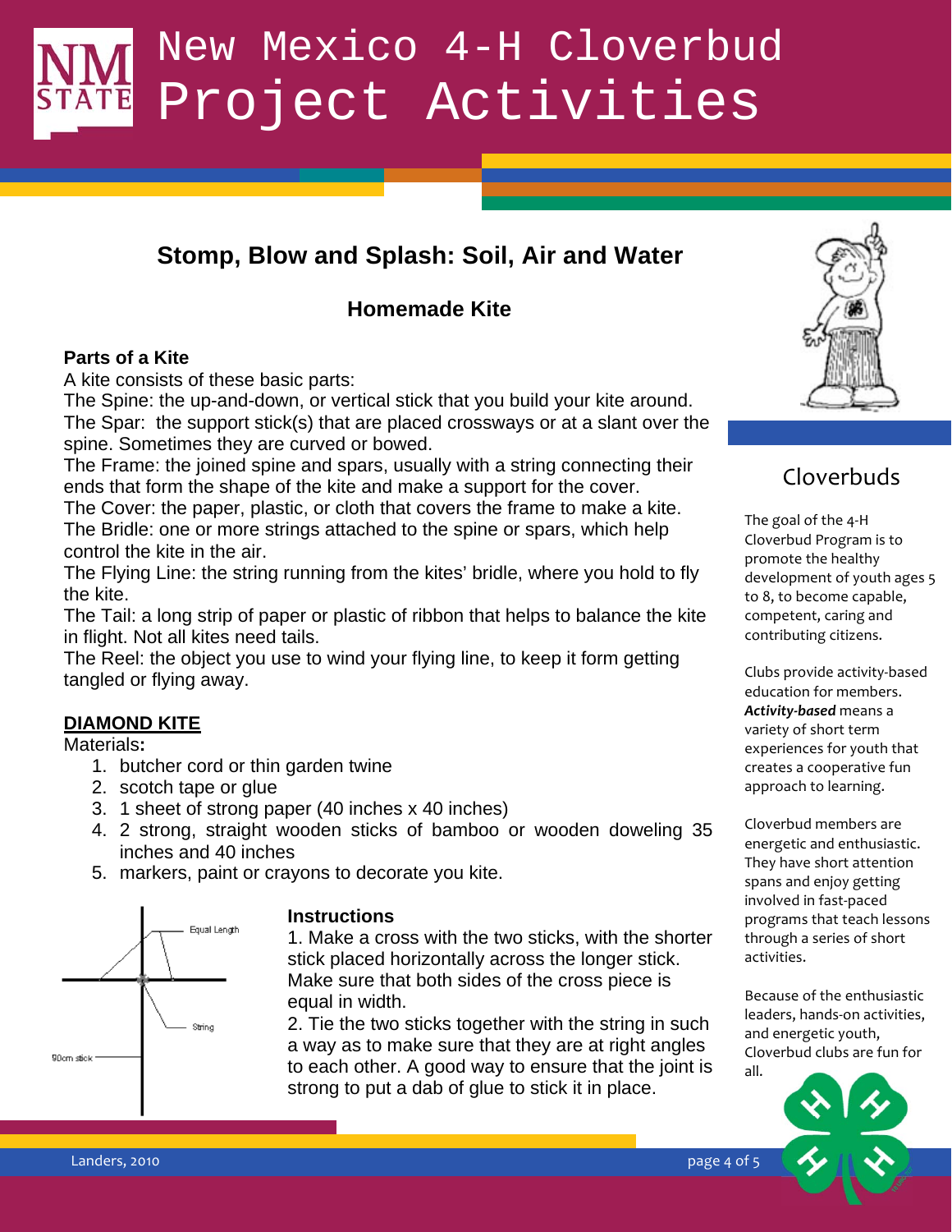# New Mexico 4-H Cloverbud Project Activities

## Stomp, Blow and Splash: Soil, Air and Water

### Homemade Kite

**Parts of a Kite**

A kite consists of these basic parts:

The Spine: the up-and-down, or vertical stick that you build your kite around.

The Spar: the support stick(s) that are placed crossways or at a slant over the spine. Sometimes they are curved or bowed.

The Frame: the joined spine and spars, usually with a string connecting their ends that form the shape of the kite and make a support for the cover.

The Cover: the paper, plastic, or cloth that covers the frame to make a kite.

The Bridle: one or more strings attached to the spine or spars, which help control the kite in the air.

The Flying Line: the string running from the kites' bridle, where you hold to fly the kite.

The Tail: a long strip of paper or plastic of ribbon that helps to balance the kite in flight. Not all kites need tails.

The Reel: the object you use to wind your flying line, to keep it form getting tangled or flying away.

**DIAMOND KITE**

Materials**:**

1. butcher cord or thin garden twine
2. scotch tape or glue
3. 1 sheet of strong paper (40 inches x 40 inches)
4. 2 strong, straight wooden sticks of bamboo or wooden doweling 35 inches and 40 inches
5. markers, paint or crayons to decorate you kite.

Equal Length

String

90cm stick

**Instructions**

1. Make a cross with the two sticks, with the shorter stick placed horizontally across the longer stick. Make sure that both sides of the cross piece is equal in width.

2. Tie the two sticks together with the string in such a way as to make sure that they are at right angles to each other. A good way to ensure that the joint is strong to put a dab of glue to stick it in place.

## Cloverbuds

The goal of the 4-H Cloverbud Program is to promote the healthy development of youth ages 5 to 8, to become capable, competent, caring and contributing citizens.

Clubs provide activity-based education for members. ***Activity-based*** means a variety of short term experiences for youth that creates a cooperative fun approach to learning.

Cloverbud members are energetic and enthusiastic. They have short attention spans and enjoy getting involved in fast-paced programs that teach lessons through a series of short activities.

Because of the enthusiastic leaders, hands-on activities, and energetic youth, Cloverbud clubs are fun for all.

Landers, 2010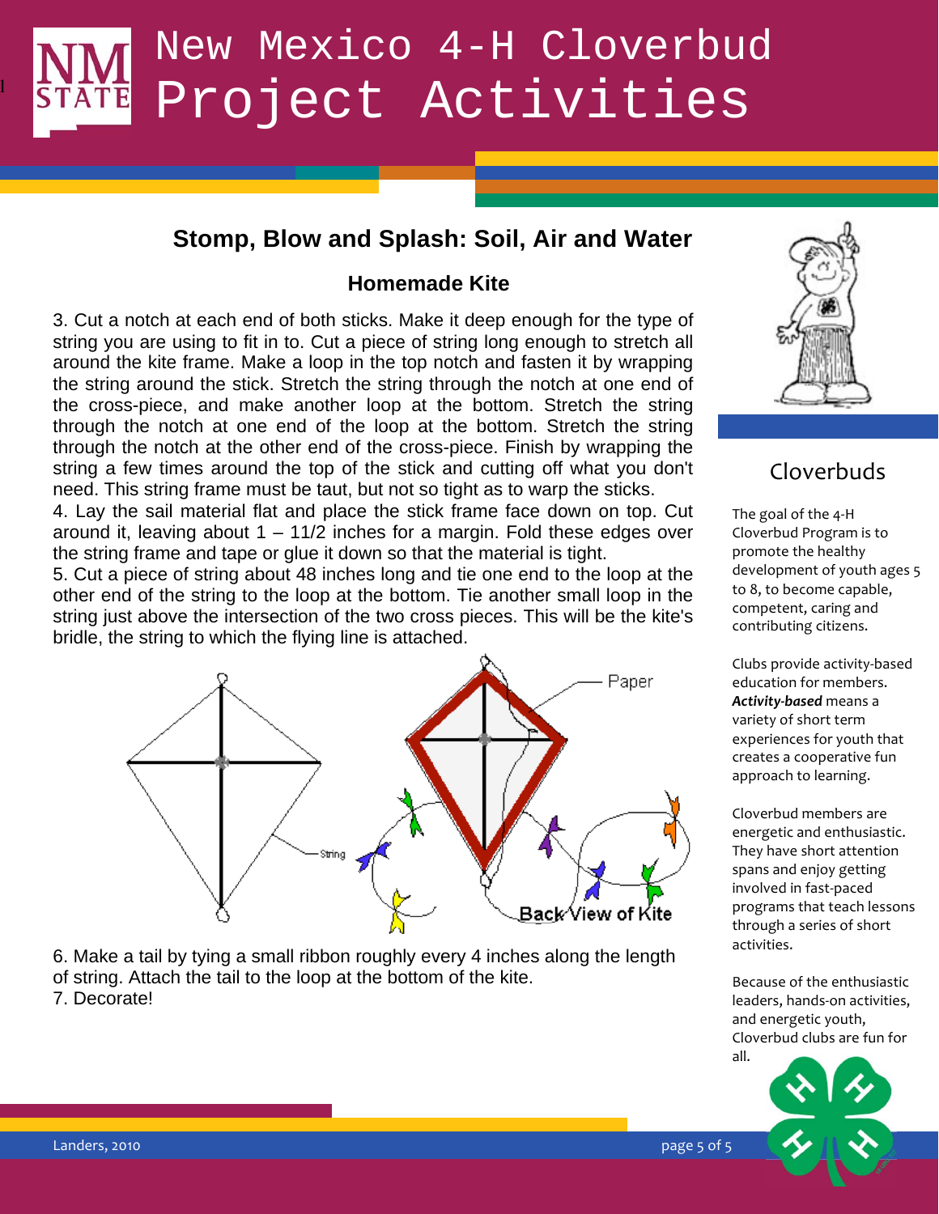## Stomp, Blow and Splash: Soil, Air and Water

### Homemade Kite

3. Cut a notch at each end of both sticks. Make it deep enough for the type of string you are using to fit in to. Cut a piece of string long enough to stretch all around the kite frame. Make a loop in the top notch and fasten it by wrapping the string around the stick. Stretch the string through the notch at one end of the cross-piece, and make another loop at the bottom. Stretch the string through the notch at one end of the loop at the bottom. Stretch the string through the notch at the other end of the cross-piece. Finish by wrapping the string a few times around the top of the stick and cutting off what you don't need. This string frame must be taut, but not so tight as to warp the sticks.

4. Lay the sail material flat and place the stick frame face down on top. Cut around it, leaving about 1 – 11/2 inches for a margin. Fold these edges over the string frame and tape or glue it down so that the material is tight.

5. Cut a piece of string about 48 inches long and tie one end to the loop at the other end of the string to the loop at the bottom. Tie another small loop in the string just above the intersection of the two cross pieces. This will be the kite's bridle, the string to which the flying line is attached.

String

Paper

Back View of Kite

6. Make a tail by tying a small ribbon roughly every 4 inches along the length of string. Attach the tail to the loop at the bottom of the kite.

7. Decorate!

### Cloverbuds

The goal of the 4-H Cloverbud Program is to promote the healthy development of youth ages 5 to 8, to become capable, competent, caring and contributing citizens.

Clubs provide activity-based education for members. ***Activity-based*** means a variety of short term experiences for youth that creates a cooperative fun approach to learning.

Cloverbud members are energetic and enthusiastic. They have short attention spans and enjoy getting involved in fast-paced programs that teach lessons through a series of short activities.

Because of the enthusiastic leaders, hands-on activities, and energetic youth, Cloverbud clubs are fun for all.

Landers, 2010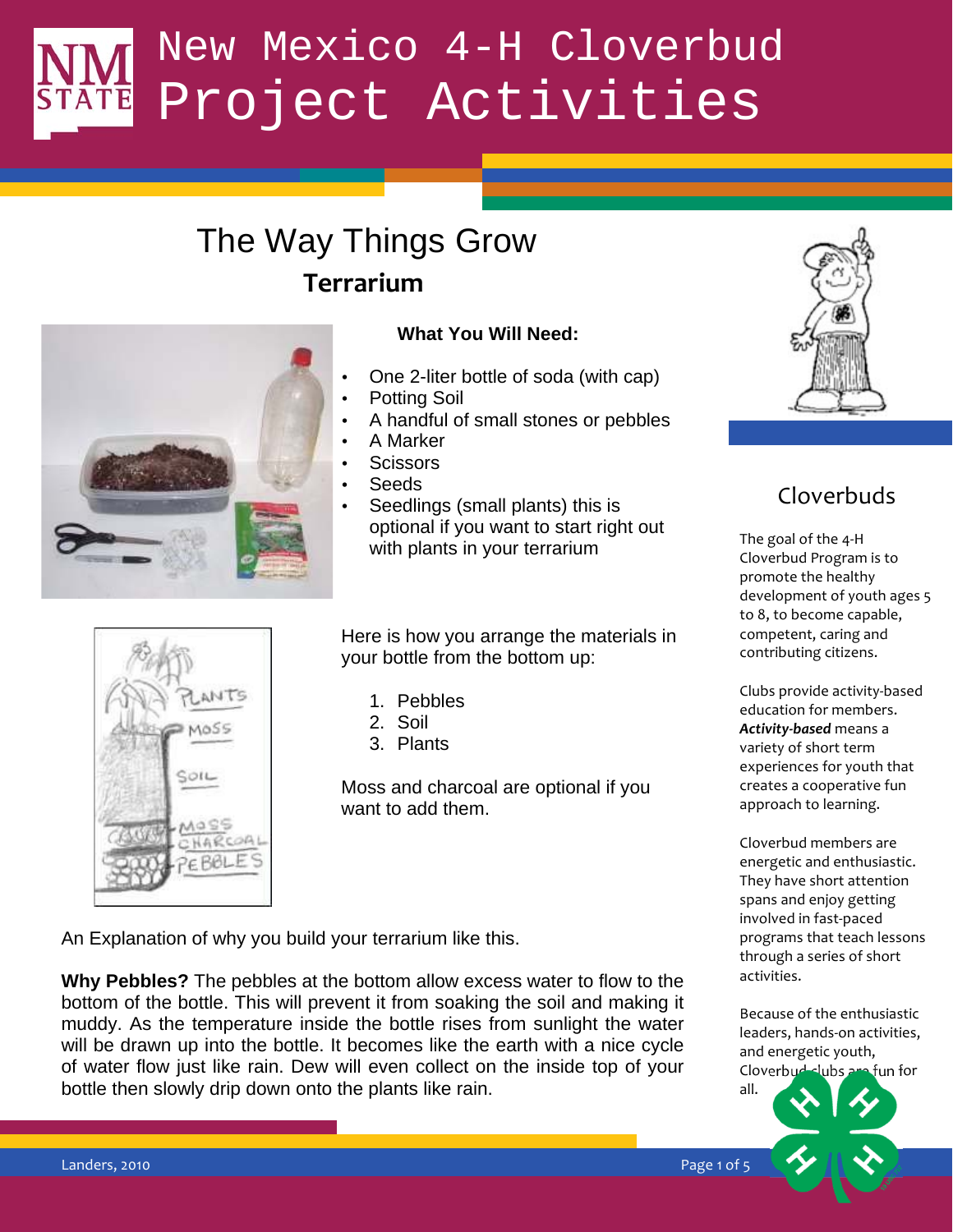# New Mexico 4-H Cloverbud Project Activities

## The Way Things Grow

### Terrarium

**What You Will Need:**

- One 2-liter bottle of soda (with cap)
- Potting Soil
- A handful of small stones or pebbles
- A Marker
- Scissors
- Seeds
- Seedlings (small plants) this is optional if you want to start right out with plants in your terrarium

Here is how you arrange the materials in your bottle from the bottom up:

1. Pebbles
2. Soil
3. Plants

Moss and charcoal are optional if you want to add them.

An Explanation of why you build your terrarium like this.

**Why Pebbles?** The pebbles at the bottom allow excess water to flow to the bottom of the bottle. This will prevent it from soaking the soil and making it muddy. As the temperature inside the bottle rises from sunlight the water will be drawn up into the bottle. It becomes like the earth with a nice cycle of water flow just like rain. Dew will even collect on the inside top of your bottle then slowly drip down onto the plants like rain.

## Cloverbuds

The goal of the 4-H Cloverbud Program is to promote the healthy development of youth ages 5 to 8, to become capable, competent, caring and contributing citizens.

Clubs provide activity-based education for members. ***Activity-based*** means a variety of short term experiences for youth that creates a cooperative fun approach to learning.

Cloverbud members are energetic and enthusiastic. They have short attention spans and enjoy getting involved in fast-paced programs that teach lessons through a series of short activities.

Because of the enthusiastic leaders, hands-on activities, and energetic youth, Cloverbud clubs are fun for all.

Landers, 2010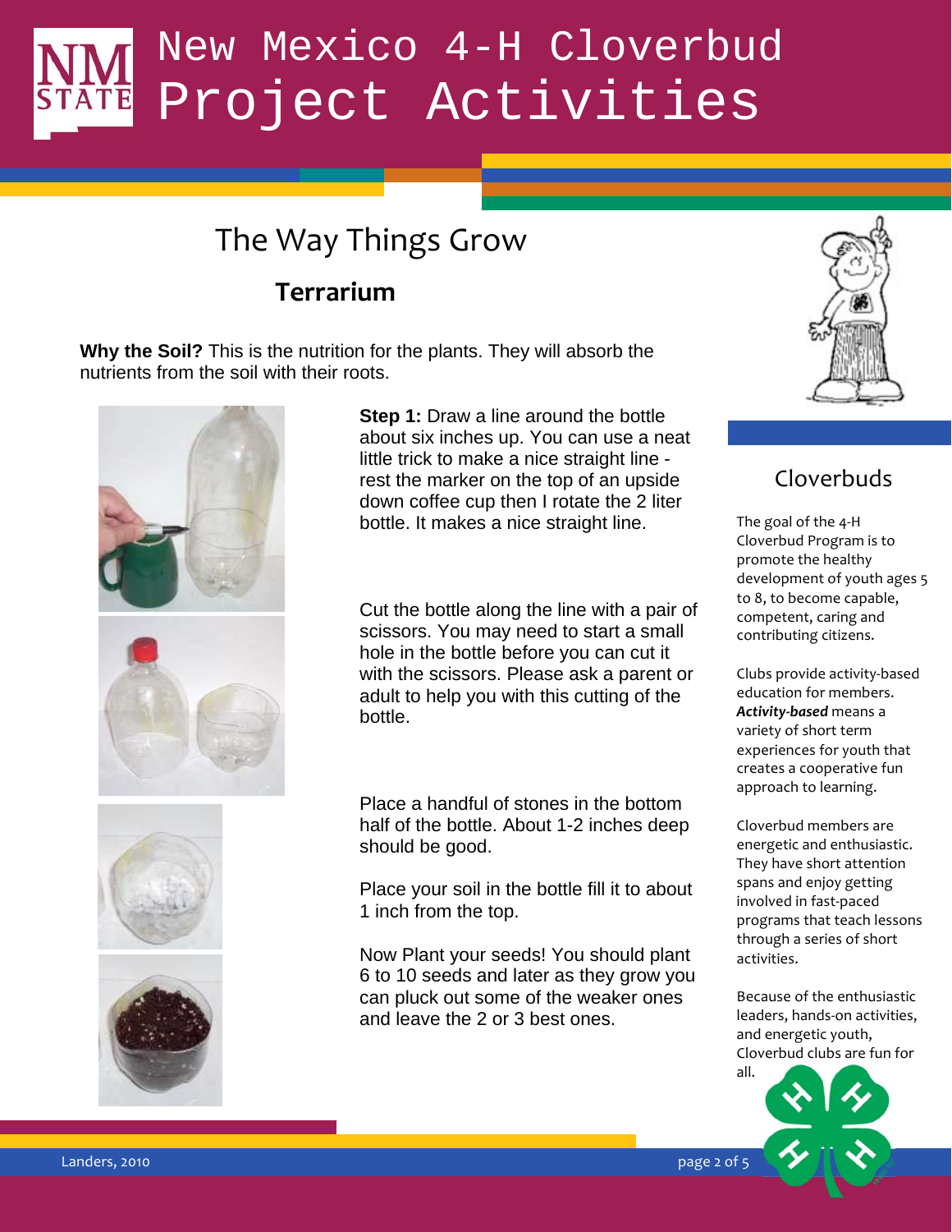# New Mexico 4-H Cloverbud Project Activities

## The Way Things Grow

### Terrarium

**Why the Soil?** This is the nutrition for the plants. They will absorb the nutrients from the soil with their roots.

**Step 1:** Draw a line around the bottle about six inches up. You can use a neat little trick to make a nice straight line - rest the marker on the top of an upside down coffee cup then I rotate the 2 liter bottle. It makes a nice straight line.

Cut the bottle along the line with a pair of scissors. You may need to start a small hole in the bottle before you can cut it with the scissors. Please ask a parent or adult to help you with this cutting of the bottle.

Place a handful of stones in the bottom half of the bottle. About 1-2 inches deep should be good.

Place your soil in the bottle fill it to about 1 inch from the top.

Now Plant your seeds! You should plant 6 to 10 seeds and later as they grow you can pluck out some of the weaker ones and leave the 2 or 3 best ones.

## Cloverbuds

The goal of the 4-H Cloverbud Program is to promote the healthy development of youth ages 5 to 8, to become capable, competent, caring and contributing citizens.

Clubs provide activity-based education for members. ***Activity-based*** means a variety of short term experiences for youth that creates a cooperative fun approach to learning.

Cloverbud members are energetic and enthusiastic. They have short attention spans and enjoy getting involved in fast-paced programs that teach lessons through a series of short activities.

Because of the enthusiastic leaders, hands-on activities, and energetic youth, Cloverbud clubs are fun for all.

Landers, 2010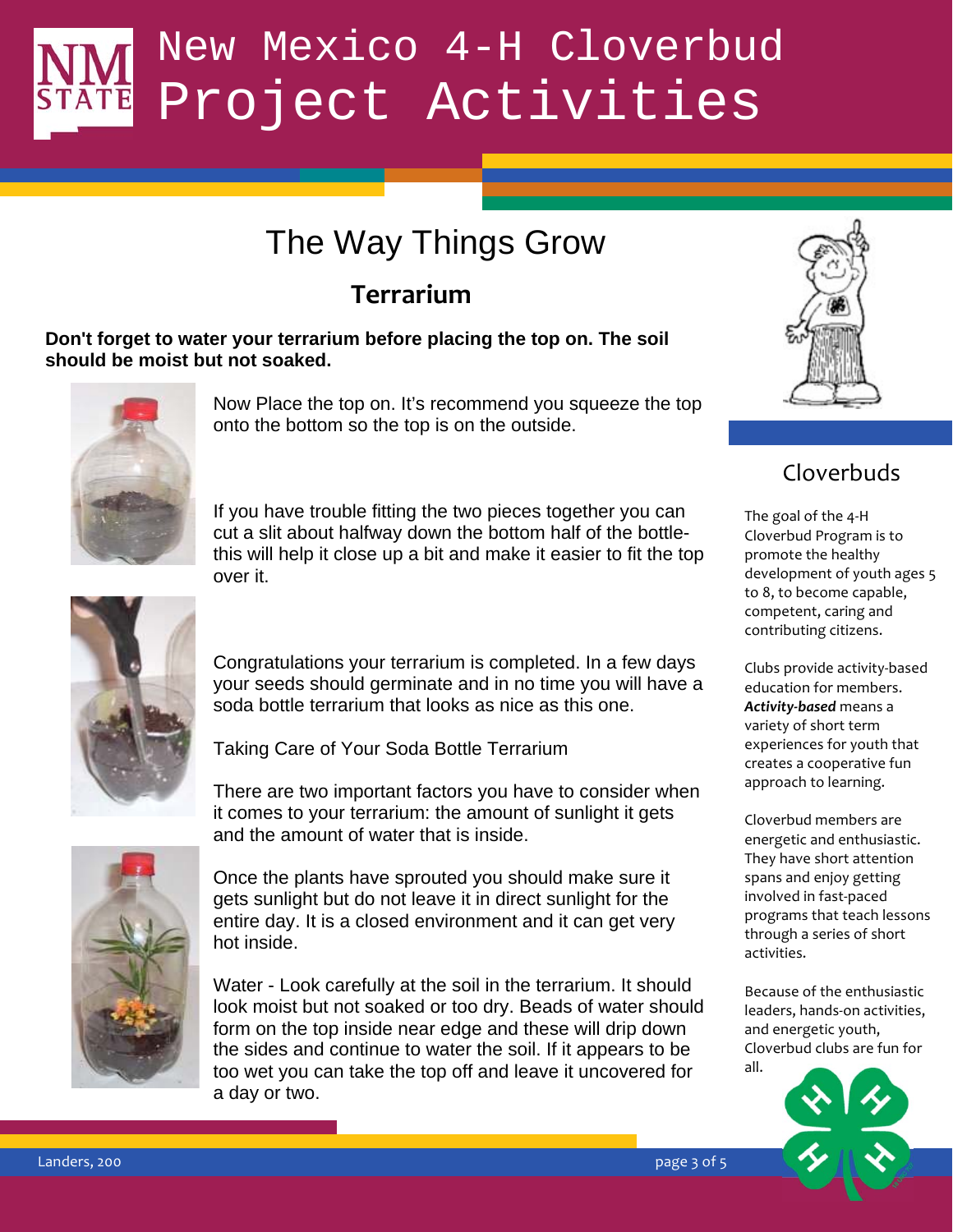# The Way Things Grow

## Terrarium

**Don't forget to water your terrarium before placing the top on. The soil should be moist but not soaked.**

Now Place the top on. It's recommend you squeeze the top onto the bottom so the top is on the outside.

If you have trouble fitting the two pieces together you can cut a slit about halfway down the bottom half of the bottle- this will help it close up a bit and make it easier to fit the top over it.

Congratulations your terrarium is completed. In a few days your seeds should germinate and in no time you will have a soda bottle terrarium that looks as nice as this one.

Taking Care of Your Soda Bottle Terrarium

There are two important factors you have to consider when it comes to your terrarium: the amount of sunlight it gets and the amount of water that is inside.

Once the plants have sprouted you should make sure it gets sunlight but do not leave it in direct sunlight for the entire day. It is a closed environment and it can get very hot inside.

Water - Look carefully at the soil in the terrarium. It should look moist but not soaked or too dry. Beads of water should form on the top inside near edge and these will drip down the sides and continue to water the soil. If it appears to be too wet you can take the top off and leave it uncovered for a day or two.

## Cloverbuds

The goal of the 4-H Cloverbud Program is to promote the healthy development of youth ages 5 to 8, to become capable, competent, caring and contributing citizens.

Clubs provide activity-based education for members. ***Activity-based*** means a variety of short term experiences for youth that creates a cooperative fun approach to learning.

Cloverbud members are energetic and enthusiastic. They have short attention spans and enjoy getting involved in fast-paced programs that teach lessons through a series of short activities.

Because of the enthusiastic leaders, hands-on activities, and energetic youth, Cloverbud clubs are fun for all.

Landers, 200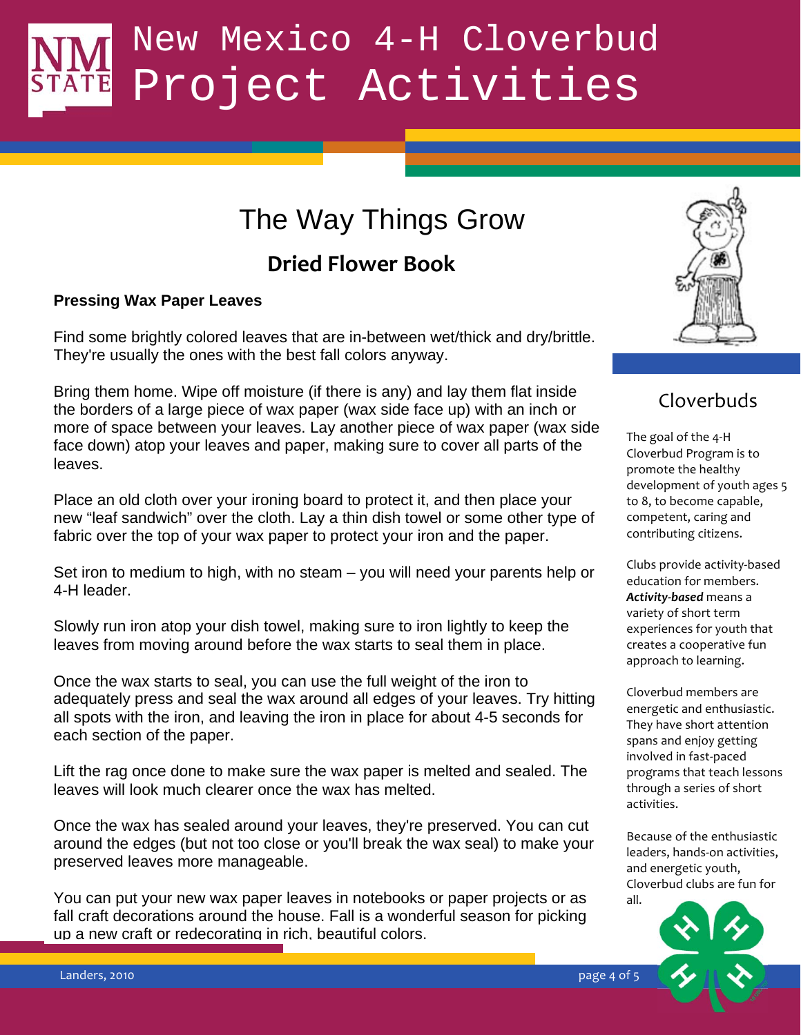# The Way Things Grow

## Dried Flower Book

### Pressing Wax Paper Leaves

Find some brightly colored leaves that are in-between wet/thick and dry/brittle. They're usually the ones with the best fall colors anyway.

Bring them home. Wipe off moisture (if there is any) and lay them flat inside the borders of a large piece of wax paper (wax side face up) with an inch or more of space between your leaves. Lay another piece of wax paper (wax side face down) atop your leaves and paper, making sure to cover all parts of the leaves.

Place an old cloth over your ironing board to protect it, and then place your new “leaf sandwich” over the cloth. Lay a thin dish towel or some other type of fabric over the top of your wax paper to protect your iron and the paper.

Set iron to medium to high, with no steam – you will need your parents help or 4-H leader.

Slowly run iron atop your dish towel, making sure to iron lightly to keep the leaves from moving around before the wax starts to seal them in place.

Once the wax starts to seal, you can use the full weight of the iron to adequately press and seal the wax around all edges of your leaves. Try hitting all spots with the iron, and leaving the iron in place for about 4-5 seconds for each section of the paper.

Lift the rag once done to make sure the wax paper is melted and sealed. The leaves will look much clearer once the wax has melted.

Once the wax has sealed around your leaves, they're preserved. You can cut around the edges (but not too close or you'll break the wax seal) to make your preserved leaves more manageable.

You can put your new wax paper leaves in notebooks or paper projects or as fall craft decorations around the house. Fall is a wonderful season for picking up a new craft or redecorating in rich, beautiful colors.

## Cloverbuds

The goal of the 4-H Cloverbud Program is to promote the healthy development of youth ages 5 to 8, to become capable, competent, caring and contributing citizens.

Clubs provide activity-based education for members. ***Activity-based*** means a variety of short term experiences for youth that creates a cooperative fun approach to learning.

Cloverbud members are energetic and enthusiastic. They have short attention spans and enjoy getting involved in fast-paced programs that teach lessons through a series of short activities.

Because of the enthusiastic leaders, hands-on activities, and energetic youth, Cloverbud clubs are fun for all.

Landers, 2010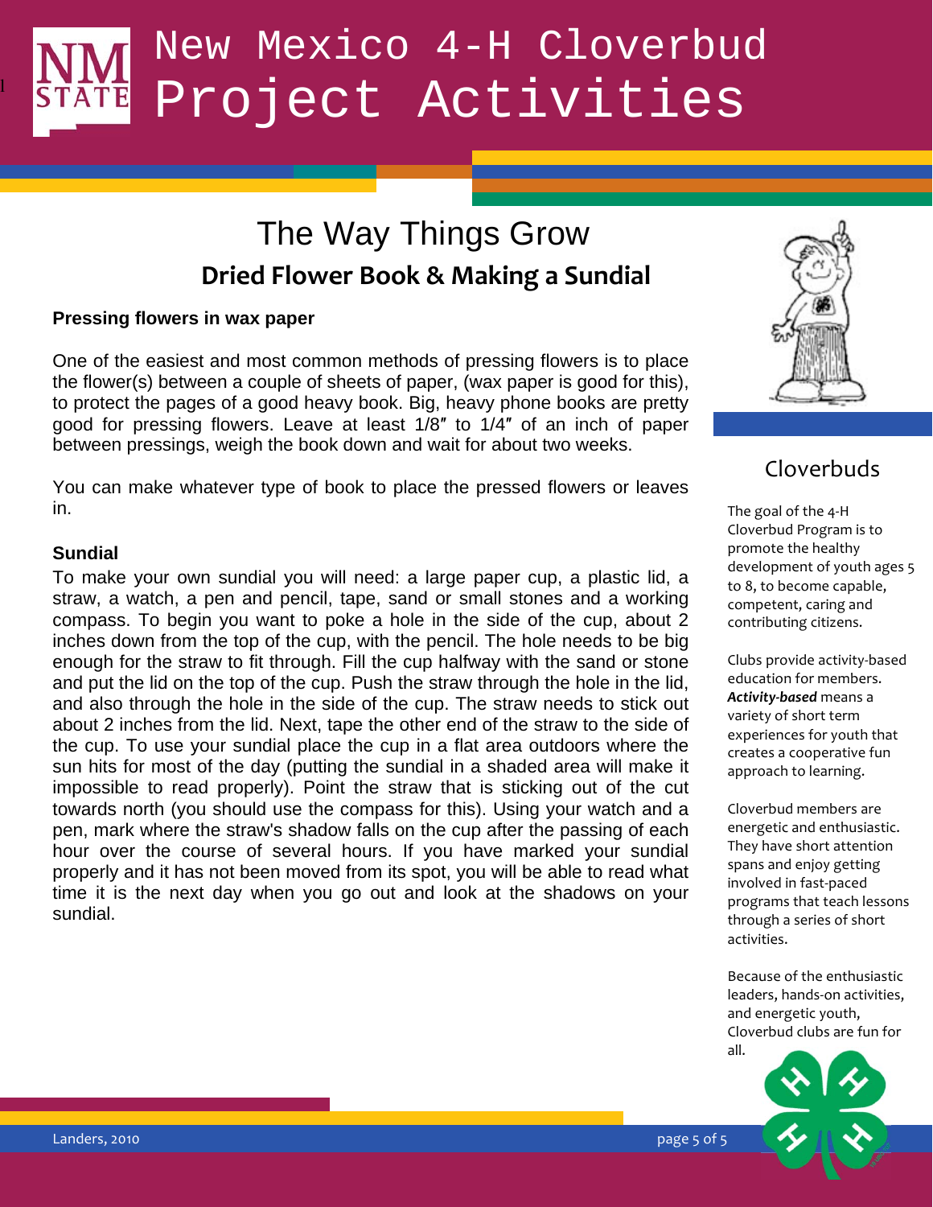# The Way Things Grow

## Dried Flower Book & Making a Sundial

### Pressing flowers in wax paper

One of the easiest and most common methods of pressing flowers is to place the flower(s) between a couple of sheets of paper, (wax paper is good for this), to protect the pages of a good heavy book. Big, heavy phone books are pretty good for pressing flowers. Leave at least 1/8″ to 1/4″ of an inch of paper between pressings, weigh the book down and wait for about two weeks.

You can make whatever type of book to place the pressed flowers or leaves in.

### Sundial

To make your own sundial you will need: a large paper cup, a plastic lid, a straw, a watch, a pen and pencil, tape, sand or small stones and a working compass. To begin you want to poke a hole in the side of the cup, about 2 inches down from the top of the cup, with the pencil. The hole needs to be big enough for the straw to fit through. Fill the cup halfway with the sand or stone and put the lid on the top of the cup. Push the straw through the hole in the lid, and also through the hole in the side of the cup. The straw needs to stick out about 2 inches from the lid. Next, tape the other end of the straw to the side of the cup. To use your sundial place the cup in a flat area outdoors where the sun hits for most of the day (putting the sundial in a shaded area will make it impossible to read properly). Point the straw that is sticking out of the cut towards north (you should use the compass for this). Using your watch and a pen, mark where the straw's shadow falls on the cup after the passing of each hour over the course of several hours. If you have marked your sundial properly and it has not been moved from its spot, you will be able to read what time it is the next day when you go out and look at the shadows on your sundial.

## Cloverbuds

The goal of the 4-H Cloverbud Program is to promote the healthy development of youth ages 5 to 8, to become capable, competent, caring and contributing citizens.

Clubs provide activity-based education for members. ***Activity-based*** means a variety of short term experiences for youth that creates a cooperative fun approach to learning.

Cloverbud members are energetic and enthusiastic. They have short attention spans and enjoy getting involved in fast-paced programs that teach lessons through a series of short activities.

Because of the enthusiastic leaders, hands-on activities, and energetic youth, Cloverbud clubs are fun for all.

Landers, 2010